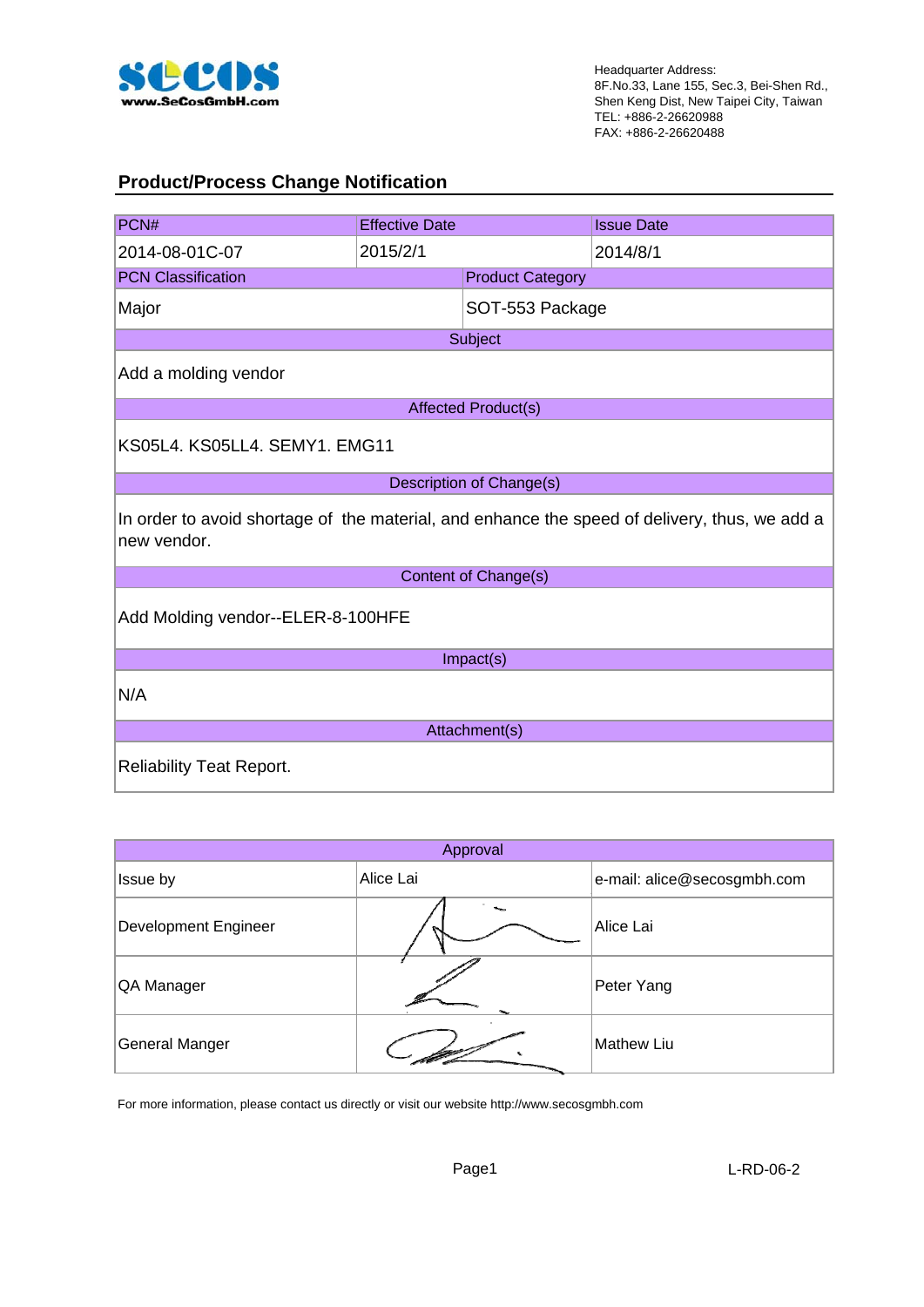Headquarter Address:
8F.No.33, Lane 155, Sec.3, Bei-Shen Rd.,
Shen Keng Dist, New Taipei City, Taiwan
TEL: +886-2-26620988
FAX: +886-2-26620488

## Product/Process Change Notification

| PCN# | Effective Date | Issue Date |
|---|---|---|
| 2014-08-01C-07 | 2015/2/1 | 2014/8/1 |

| PCN Classification | Product Category |
|---|---|
| Major | SOT-553 Package |

**Subject**

Add a molding vendor

**Affected Product(s)**

KS05L4. KS05LL4. SEMY1. EMG11

**Description of Change(s)**

In order to avoid shortage of the material, and enhance the speed of delivery, thus, we add a new vendor.

**Content of Change(s)**

Add Molding vendor--ELER-8-100HFE

**Impact(s)**

N/A

**Attachment(s)**

Reliability Teat Report.

| Approval | | |
|---|---|---|
| Issue by | Alice Lai | e-mail: alice@secosgmbh.com |
| Development Engineer | | Alice Lai |
| QA Manager | | Peter Yang |
| General Manger | | Mathew Liu |

For more information, please contact us directly or visit our website http://www.secosgmbh.com

L-RD-06-2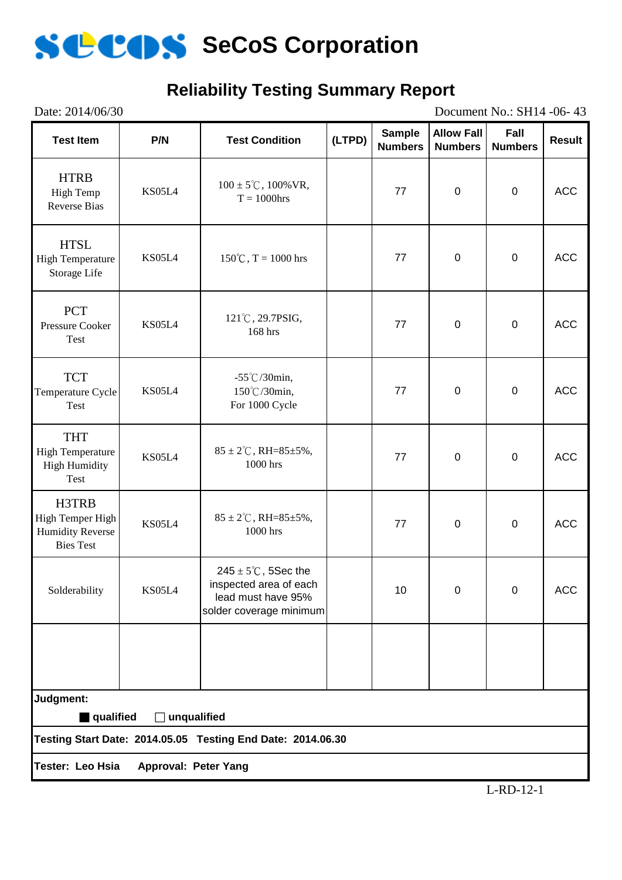# SeCoS Corporation

## Reliability Testing Summary Report

Date: 2014/06/30 Document No.: SH14 -06- 43

| Test Item | P/N | Test Condition | (LTPD) | Sample Numbers | Allow Fall Numbers | Fall Numbers | Result |
|---|---|---|---|---|---|---|---|
| HTRB High Temp Reverse Bias | KS05L4 | 100 ± 5℃, 100%VR, T = 1000hrs | | 77 | 0 | 0 | ACC |
| HTSL High Temperature Storage Life | KS05L4 | 150℃, T = 1000 hrs | | 77 | 0 | 0 | ACC |
| PCT Pressure Cooker Test | KS05L4 | 121℃, 29.7PSIG, 168 hrs | | 77 | 0 | 0 | ACC |
| TCT Temperature Cycle Test | KS05L4 | -55℃/30min, 150℃/30min, For 1000 Cycle | | 77 | 0 | 0 | ACC |
| THT High Temperature High Humidity Test | KS05L4 | 85 ± 2℃, RH=85±5%, 1000 hrs | | 77 | 0 | 0 | ACC |
| H3TRB High Temper High Humidity Reverse Bies Test | KS05L4 | 85 ± 2℃, RH=85±5%, 1000 hrs | | 77 | 0 | 0 | ACC |
| Solderability | KS05L4 | 245 ± 5℃, 5Sec the inspected area of each lead must have 95% solder coverage minimum | | 10 | 0 | 0 | ACC |
| | | | | | | | |

**Judgment:**

■ **qualified** ☐ **unqualified**

**Testing Start Date: 2014.05.05 Testing End Date: 2014.06.30**

**Tester: Leo Hsia Approval: Peter Yang**

L-RD-12-1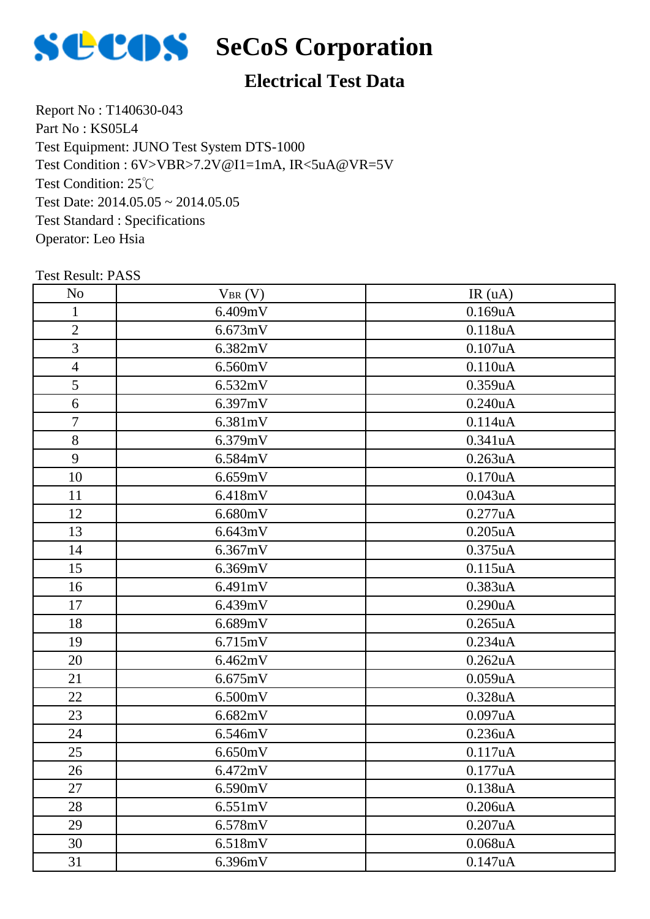# SeCoS Corporation

## Electrical Test Data

Report No : T140630-043
Part No : KS05L4
Test Equipment: JUNO Test System DTS-1000
Test Condition : 6V>VBR>7.2V@I1=1mA, IR<5uA@VR=5V
Test Condition: 25℃
Test Date: 2014.05.05 ~ 2014.05.05
Test Standard : Specifications
Operator: Leo Hsia

Test Result: PASS

| No | $V_{BR}$ (V) | IR (uA) |
|---|---|---|
| 1 | 6.409mV | 0.169uA |
| 2 | 6.673mV | 0.118uA |
| 3 | 6.382mV | 0.107uA |
| 4 | 6.560mV | 0.110uA |
| 5 | 6.532mV | 0.359uA |
| 6 | 6.397mV | 0.240uA |
| 7 | 6.381mV | 0.114uA |
| 8 | 6.379mV | 0.341uA |
| 9 | 6.584mV | 0.263uA |
| 10 | 6.659mV | 0.170uA |
| 11 | 6.418mV | 0.043uA |
| 12 | 6.680mV | 0.277uA |
| 13 | 6.643mV | 0.205uA |
| 14 | 6.367mV | 0.375uA |
| 15 | 6.369mV | 0.115uA |
| 16 | 6.491mV | 0.383uA |
| 17 | 6.439mV | 0.290uA |
| 18 | 6.689mV | 0.265uA |
| 19 | 6.715mV | 0.234uA |
| 20 | 6.462mV | 0.262uA |
| 21 | 6.675mV | 0.059uA |
| 22 | 6.500mV | 0.328uA |
| 23 | 6.682mV | 0.097uA |
| 24 | 6.546mV | 0.236uA |
| 25 | 6.650mV | 0.117uA |
| 26 | 6.472mV | 0.177uA |
| 27 | 6.590mV | 0.138uA |
| 28 | 6.551mV | 0.206uA |
| 29 | 6.578mV | 0.207uA |
| 30 | 6.518mV | 0.068uA |
| 31 | 6.396mV | 0.147uA |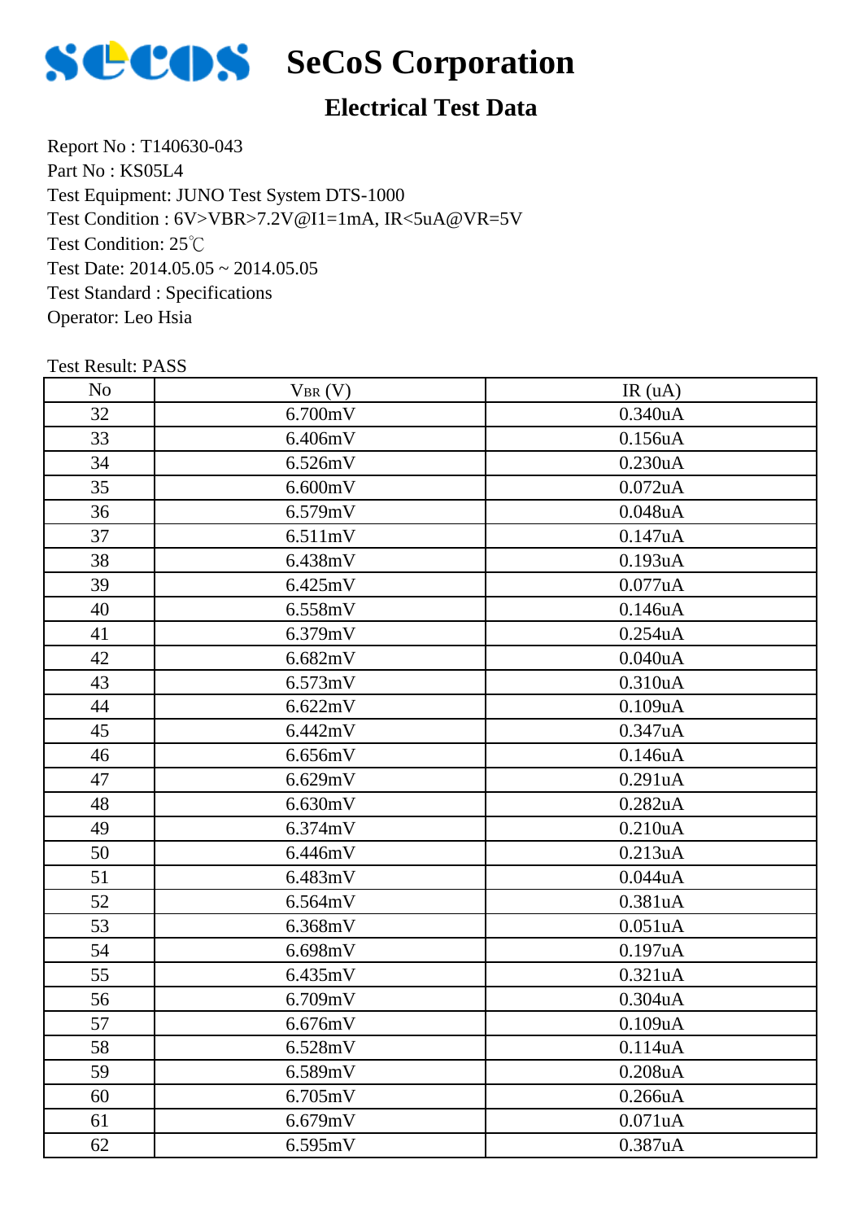# SeCoS Corporation

## Electrical Test Data

Report No : T140630-043
Part No : KS05L4
Test Equipment: JUNO Test System DTS-1000
Test Condition : 6V>VBR>7.2V@I1=1mA, IR<5uA@VR=5V
Test Condition: 25℃
Test Date: 2014.05.05 ~ 2014.05.05
Test Standard : Specifications
Operator: Leo Hsia

Test Result: PASS

| No | $V_{BR}$ (V) | IR (uA) |
|---|---|---|
| 32 | 6.700mV | 0.340uA |
| 33 | 6.406mV | 0.156uA |
| 34 | 6.526mV | 0.230uA |
| 35 | 6.600mV | 0.072uA |
| 36 | 6.579mV | 0.048uA |
| 37 | 6.511mV | 0.147uA |
| 38 | 6.438mV | 0.193uA |
| 39 | 6.425mV | 0.077uA |
| 40 | 6.558mV | 0.146uA |
| 41 | 6.379mV | 0.254uA |
| 42 | 6.682mV | 0.040uA |
| 43 | 6.573mV | 0.310uA |
| 44 | 6.622mV | 0.109uA |
| 45 | 6.442mV | 0.347uA |
| 46 | 6.656mV | 0.146uA |
| 47 | 6.629mV | 0.291uA |
| 48 | 6.630mV | 0.282uA |
| 49 | 6.374mV | 0.210uA |
| 50 | 6.446mV | 0.213uA |
| 51 | 6.483mV | 0.044uA |
| 52 | 6.564mV | 0.381uA |
| 53 | 6.368mV | 0.051uA |
| 54 | 6.698mV | 0.197uA |
| 55 | 6.435mV | 0.321uA |
| 56 | 6.709mV | 0.304uA |
| 57 | 6.676mV | 0.109uA |
| 58 | 6.528mV | 0.114uA |
| 59 | 6.589mV | 0.208uA |
| 60 | 6.705mV | 0.266uA |
| 61 | 6.679mV | 0.071uA |
| 62 | 6.595mV | 0.387uA |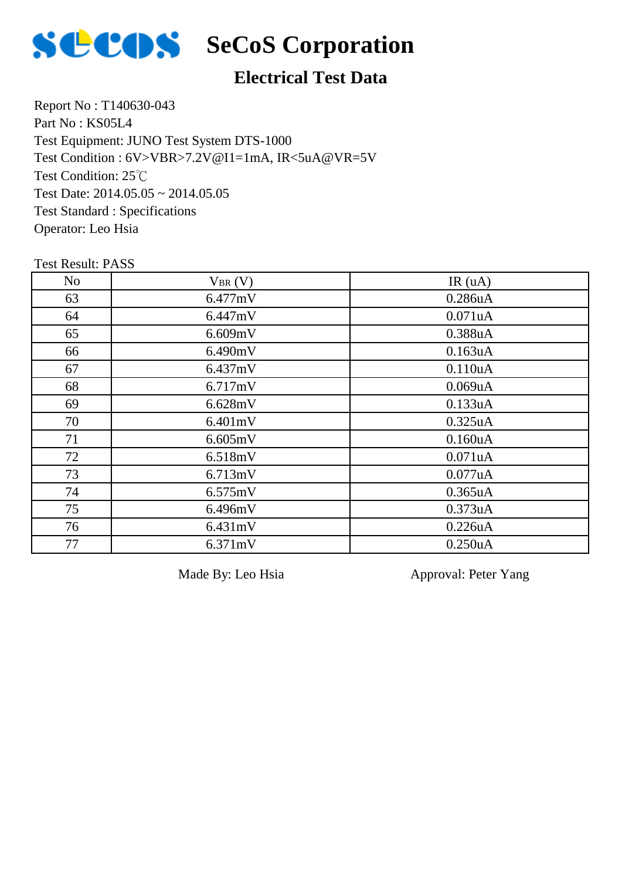# SeCoS Corporation

## Electrical Test Data

Report No : T140630-043
Part No : KS05L4
Test Equipment: JUNO Test System DTS-1000
Test Condition : 6V>VBR>7.2V@I1=1mA, IR<5uA@VR=5V
Test Condition: 25℃
Test Date: 2014.05.05 ~ 2014.05.05
Test Standard : Specifications
Operator: Leo Hsia

Test Result: PASS

| No | $V_{BR}$ (V) | IR (uA) |
|---|---|---|
| 63 | 6.477mV | 0.286uA |
| 64 | 6.447mV | 0.071uA |
| 65 | 6.609mV | 0.388uA |
| 66 | 6.490mV | 0.163uA |
| 67 | 6.437mV | 0.110uA |
| 68 | 6.717mV | 0.069uA |
| 69 | 6.628mV | 0.133uA |
| 70 | 6.401mV | 0.325uA |
| 71 | 6.605mV | 0.160uA |
| 72 | 6.518mV | 0.071uA |
| 73 | 6.713mV | 0.077uA |
| 74 | 6.575mV | 0.365uA |
| 75 | 6.496mV | 0.373uA |
| 76 | 6.431mV | 0.226uA |
| 77 | 6.371mV | 0.250uA |

Made By: Leo Hsia　　　　　Approval: Peter Yang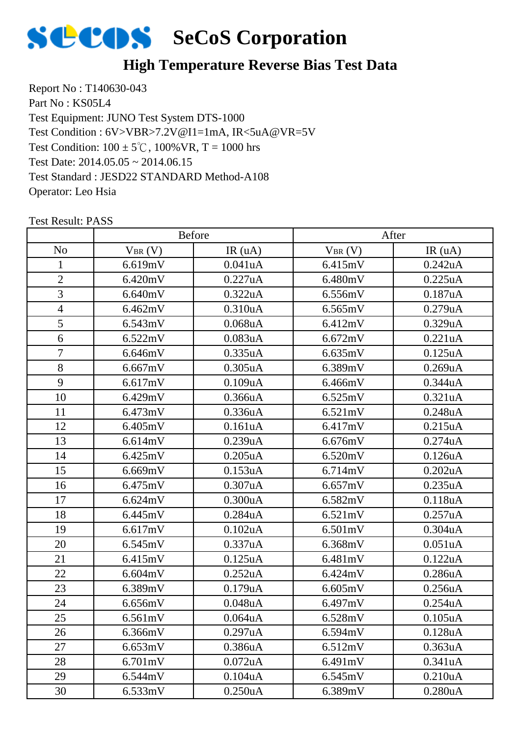# SeCoS Corporation

## High Temperature Reverse Bias Test Data

Report No : T140630-043
Part No : KS05L4
Test Equipment: JUNO Test System DTS-1000
Test Condition : 6V>VBR>7.2V@I1=1mA, IR<5uA@VR=5V
Test Condition: 100 ± 5℃, 100%VR, T = 1000 hrs
Test Date: 2014.05.05 ~ 2014.06.15
Test Standard : JESD22 STANDARD Method-A108
Operator: Leo Hsia

Test Result: PASS

| | Before | | After | |
|---|---|---|---|---|
| No | $V_{BR}$ (V) | IR (uA) | $V_{BR}$ (V) | IR (uA) |
| 1 | 6.619mV | 0.041uA | 6.415mV | 0.242uA |
| 2 | 6.420mV | 0.227uA | 6.480mV | 0.225uA |
| 3 | 6.640mV | 0.322uA | 6.556mV | 0.187uA |
| 4 | 6.462mV | 0.310uA | 6.565mV | 0.279uA |
| 5 | 6.543mV | 0.068uA | 6.412mV | 0.329uA |
| 6 | 6.522mV | 0.083uA | 6.672mV | 0.221uA |
| 7 | 6.646mV | 0.335uA | 6.635mV | 0.125uA |
| 8 | 6.667mV | 0.305uA | 6.389mV | 0.269uA |
| 9 | 6.617mV | 0.109uA | 6.466mV | 0.344uA |
| 10 | 6.429mV | 0.366uA | 6.525mV | 0.321uA |
| 11 | 6.473mV | 0.336uA | 6.521mV | 0.248uA |
| 12 | 6.405mV | 0.161uA | 6.417mV | 0.215uA |
| 13 | 6.614mV | 0.239uA | 6.676mV | 0.274uA |
| 14 | 6.425mV | 0.205uA | 6.520mV | 0.126uA |
| 15 | 6.669mV | 0.153uA | 6.714mV | 0.202uA |
| 16 | 6.475mV | 0.307uA | 6.657mV | 0.235uA |
| 17 | 6.624mV | 0.300uA | 6.582mV | 0.118uA |
| 18 | 6.445mV | 0.284uA | 6.521mV | 0.257uA |
| 19 | 6.617mV | 0.102uA | 6.501mV | 0.304uA |
| 20 | 6.545mV | 0.337uA | 6.368mV | 0.051uA |
| 21 | 6.415mV | 0.125uA | 6.481mV | 0.122uA |
| 22 | 6.604mV | 0.252uA | 6.424mV | 0.286uA |
| 23 | 6.389mV | 0.179uA | 6.605mV | 0.256uA |
| 24 | 6.656mV | 0.048uA | 6.497mV | 0.254uA |
| 25 | 6.561mV | 0.064uA | 6.528mV | 0.105uA |
| 26 | 6.366mV | 0.297uA | 6.594mV | 0.128uA |
| 27 | 6.653mV | 0.386uA | 6.512mV | 0.363uA |
| 28 | 6.701mV | 0.072uA | 6.491mV | 0.341uA |
| 29 | 6.544mV | 0.104uA | 6.545mV | 0.210uA |
| 30 | 6.533mV | 0.250uA | 6.389mV | 0.280uA |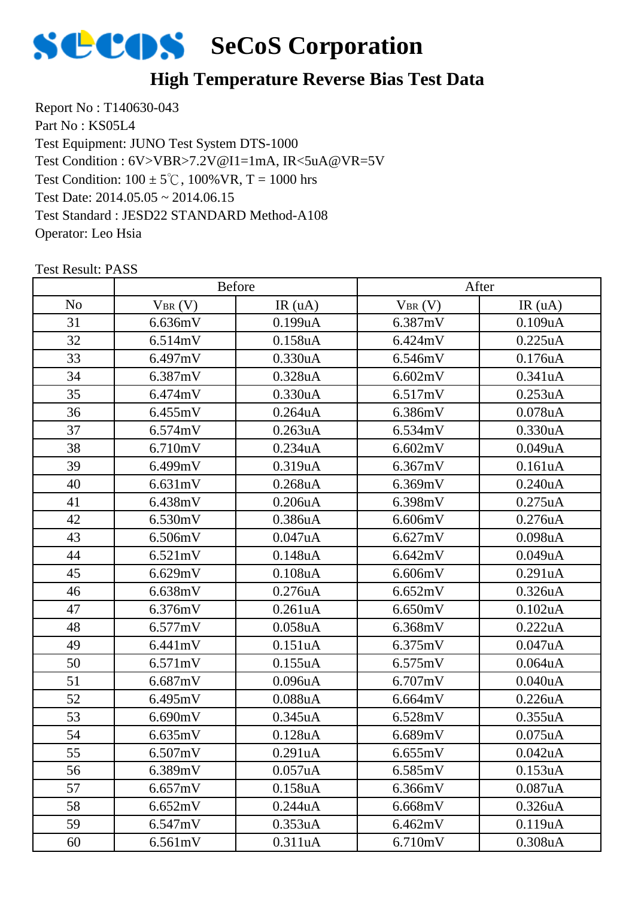# SeCoS Corporation

## High Temperature Reverse Bias Test Data

Report No : T140630-043
Part No : KS05L4
Test Equipment: JUNO Test System DTS-1000
Test Condition : 6V>VBR>7.2V@I1=1mA, IR<5uA@VR=5V
Test Condition: 100 ± 5℃, 100%VR, T = 1000 hrs
Test Date: 2014.05.05 ~ 2014.06.15
Test Standard : JESD22 STANDARD Method-A108
Operator: Leo Hsia

Test Result: PASS

| | Before | | After | |
|---|---|---|---|---|
| No | $V_{BR}$ (V) | IR (uA) | $V_{BR}$ (V) | IR (uA) |
| 31 | 6.636mV | 0.199uA | 6.387mV | 0.109uA |
| 32 | 6.514mV | 0.158uA | 6.424mV | 0.225uA |
| 33 | 6.497mV | 0.330uA | 6.546mV | 0.176uA |
| 34 | 6.387mV | 0.328uA | 6.602mV | 0.341uA |
| 35 | 6.474mV | 0.330uA | 6.517mV | 0.253uA |
| 36 | 6.455mV | 0.264uA | 6.386mV | 0.078uA |
| 37 | 6.574mV | 0.263uA | 6.534mV | 0.330uA |
| 38 | 6.710mV | 0.234uA | 6.602mV | 0.049uA |
| 39 | 6.499mV | 0.319uA | 6.367mV | 0.161uA |
| 40 | 6.631mV | 0.268uA | 6.369mV | 0.240uA |
| 41 | 6.438mV | 0.206uA | 6.398mV | 0.275uA |
| 42 | 6.530mV | 0.386uA | 6.606mV | 0.276uA |
| 43 | 6.506mV | 0.047uA | 6.627mV | 0.098uA |
| 44 | 6.521mV | 0.148uA | 6.642mV | 0.049uA |
| 45 | 6.629mV | 0.108uA | 6.606mV | 0.291uA |
| 46 | 6.638mV | 0.276uA | 6.652mV | 0.326uA |
| 47 | 6.376mV | 0.261uA | 6.650mV | 0.102uA |
| 48 | 6.577mV | 0.058uA | 6.368mV | 0.222uA |
| 49 | 6.441mV | 0.151uA | 6.375mV | 0.047uA |
| 50 | 6.571mV | 0.155uA | 6.575mV | 0.064uA |
| 51 | 6.687mV | 0.096uA | 6.707mV | 0.040uA |
| 52 | 6.495mV | 0.088uA | 6.664mV | 0.226uA |
| 53 | 6.690mV | 0.345uA | 6.528mV | 0.355uA |
| 54 | 6.635mV | 0.128uA | 6.689mV | 0.075uA |
| 55 | 6.507mV | 0.291uA | 6.655mV | 0.042uA |
| 56 | 6.389mV | 0.057uA | 6.585mV | 0.153uA |
| 57 | 6.657mV | 0.158uA | 6.366mV | 0.087uA |
| 58 | 6.652mV | 0.244uA | 6.668mV | 0.326uA |
| 59 | 6.547mV | 0.353uA | 6.462mV | 0.119uA |
| 60 | 6.561mV | 0.311uA | 6.710mV | 0.308uA |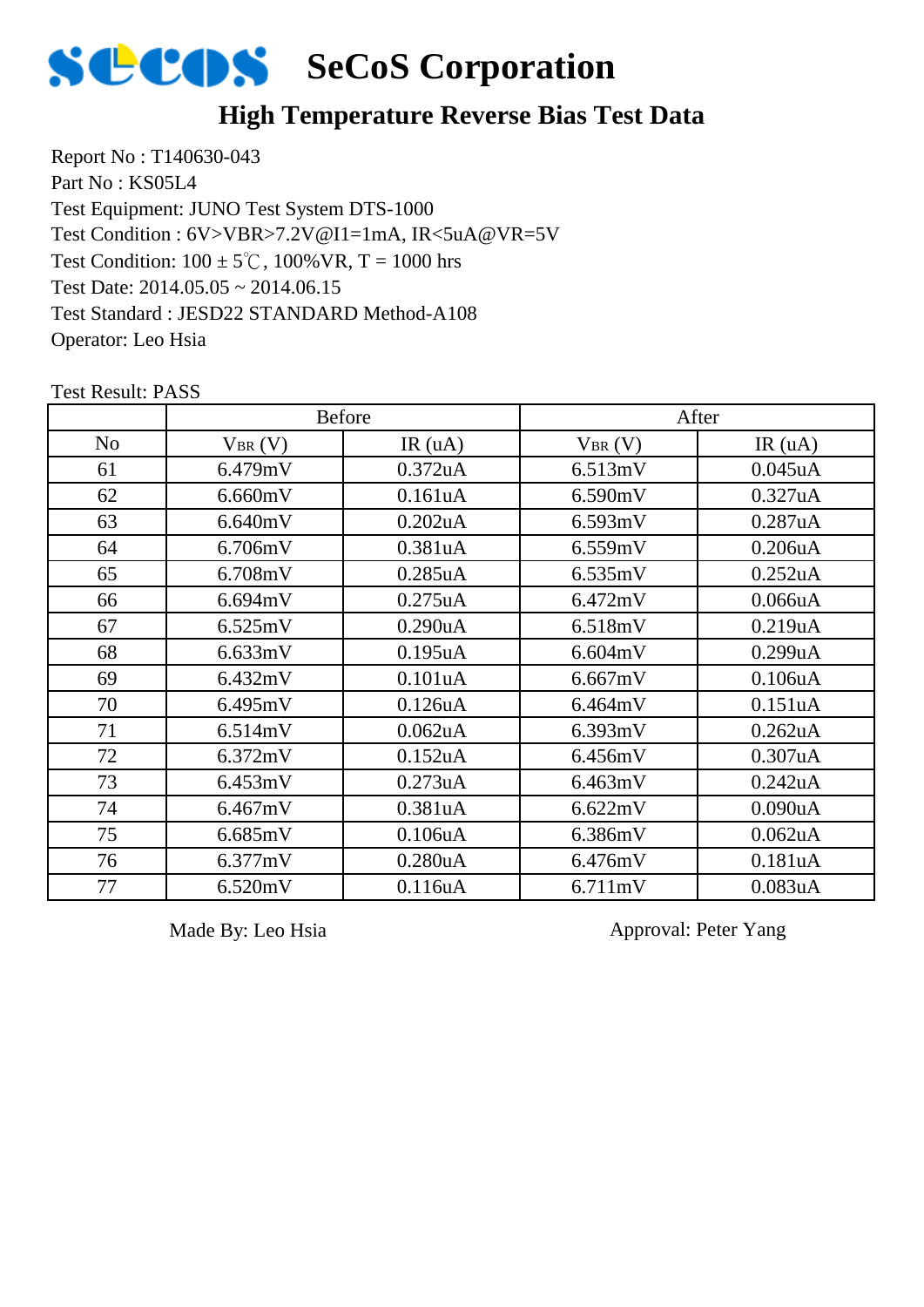# SeCoS Corporation

## High Temperature Reverse Bias Test Data

Report No : T140630-043
Part No : KS05L4
Test Equipment: JUNO Test System DTS-1000
Test Condition : 6V>VBR>7.2V@I1=1mA, IR<5uA@VR=5V
Test Condition: 100 ± 5℃, 100%VR, T = 1000 hrs
Test Date: 2014.05.05 ~ 2014.06.15
Test Standard : JESD22 STANDARD Method-A108
Operator: Leo Hsia

Test Result: PASS

| | Before | | After | |
|---|---|---|---|---|
| No | $V_{BR}$ (V) | IR (uA) | $V_{BR}$ (V) | IR (uA) |
| 61 | 6.479mV | 0.372uA | 6.513mV | 0.045uA |
| 62 | 6.660mV | 0.161uA | 6.590mV | 0.327uA |
| 63 | 6.640mV | 0.202uA | 6.593mV | 0.287uA |
| 64 | 6.706mV | 0.381uA | 6.559mV | 0.206uA |
| 65 | 6.708mV | 0.285uA | 6.535mV | 0.252uA |
| 66 | 6.694mV | 0.275uA | 6.472mV | 0.066uA |
| 67 | 6.525mV | 0.290uA | 6.518mV | 0.219uA |
| 68 | 6.633mV | 0.195uA | 6.604mV | 0.299uA |
| 69 | 6.432mV | 0.101uA | 6.667mV | 0.106uA |
| 70 | 6.495mV | 0.126uA | 6.464mV | 0.151uA |
| 71 | 6.514mV | 0.062uA | 6.393mV | 0.262uA |
| 72 | 6.372mV | 0.152uA | 6.456mV | 0.307uA |
| 73 | 6.453mV | 0.273uA | 6.463mV | 0.242uA |
| 74 | 6.467mV | 0.381uA | 6.622mV | 0.090uA |
| 75 | 6.685mV | 0.106uA | 6.386mV | 0.062uA |
| 76 | 6.377mV | 0.280uA | 6.476mV | 0.181uA |
| 77 | 6.520mV | 0.116uA | 6.711mV | 0.083uA |

Made By: Leo Hsia          Approval: Peter Yang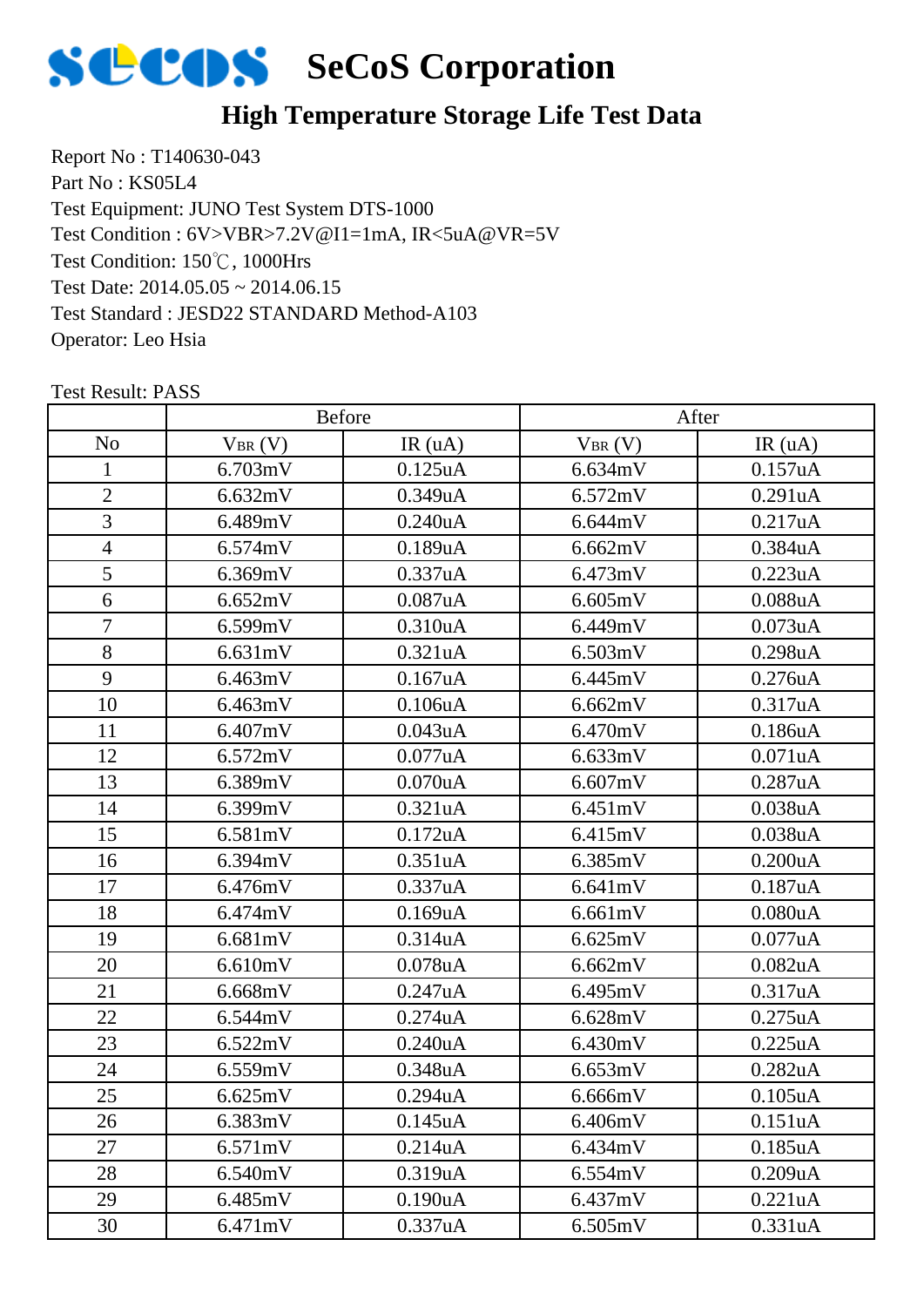# SeCoS Corporation

## High Temperature Storage Life Test Data

Report No : T140630-043
Part No : KS05L4
Test Equipment: JUNO Test System DTS-1000
Test Condition : 6V>VBR>7.2V@I1=1mA, IR<5uA@VR=5V
Test Condition: 150℃, 1000Hrs
Test Date: 2014.05.05 ~ 2014.06.15
Test Standard : JESD22 STANDARD Method-A103
Operator: Leo Hsia

Test Result: PASS

| | Before | | After | |
|---|---|---|---|---|
| No | $V_{BR}$ (V) | IR (uA) | $V_{BR}$ (V) | IR (uA) |
| 1 | 6.703mV | 0.125uA | 6.634mV | 0.157uA |
| 2 | 6.632mV | 0.349uA | 6.572mV | 0.291uA |
| 3 | 6.489mV | 0.240uA | 6.644mV | 0.217uA |
| 4 | 6.574mV | 0.189uA | 6.662mV | 0.384uA |
| 5 | 6.369mV | 0.337uA | 6.473mV | 0.223uA |
| 6 | 6.652mV | 0.087uA | 6.605mV | 0.088uA |
| 7 | 6.599mV | 0.310uA | 6.449mV | 0.073uA |
| 8 | 6.631mV | 0.321uA | 6.503mV | 0.298uA |
| 9 | 6.463mV | 0.167uA | 6.445mV | 0.276uA |
| 10 | 6.463mV | 0.106uA | 6.662mV | 0.317uA |
| 11 | 6.407mV | 0.043uA | 6.470mV | 0.186uA |
| 12 | 6.572mV | 0.077uA | 6.633mV | 0.071uA |
| 13 | 6.389mV | 0.070uA | 6.607mV | 0.287uA |
| 14 | 6.399mV | 0.321uA | 6.451mV | 0.038uA |
| 15 | 6.581mV | 0.172uA | 6.415mV | 0.038uA |
| 16 | 6.394mV | 0.351uA | 6.385mV | 0.200uA |
| 17 | 6.476mV | 0.337uA | 6.641mV | 0.187uA |
| 18 | 6.474mV | 0.169uA | 6.661mV | 0.080uA |
| 19 | 6.681mV | 0.314uA | 6.625mV | 0.077uA |
| 20 | 6.610mV | 0.078uA | 6.662mV | 0.082uA |
| 21 | 6.668mV | 0.247uA | 6.495mV | 0.317uA |
| 22 | 6.544mV | 0.274uA | 6.628mV | 0.275uA |
| 23 | 6.522mV | 0.240uA | 6.430mV | 0.225uA |
| 24 | 6.559mV | 0.348uA | 6.653mV | 0.282uA |
| 25 | 6.625mV | 0.294uA | 6.666mV | 0.105uA |
| 26 | 6.383mV | 0.145uA | 6.406mV | 0.151uA |
| 27 | 6.571mV | 0.214uA | 6.434mV | 0.185uA |
| 28 | 6.540mV | 0.319uA | 6.554mV | 0.209uA |
| 29 | 6.485mV | 0.190uA | 6.437mV | 0.221uA |
| 30 | 6.471mV | 0.337uA | 6.505mV | 0.331uA |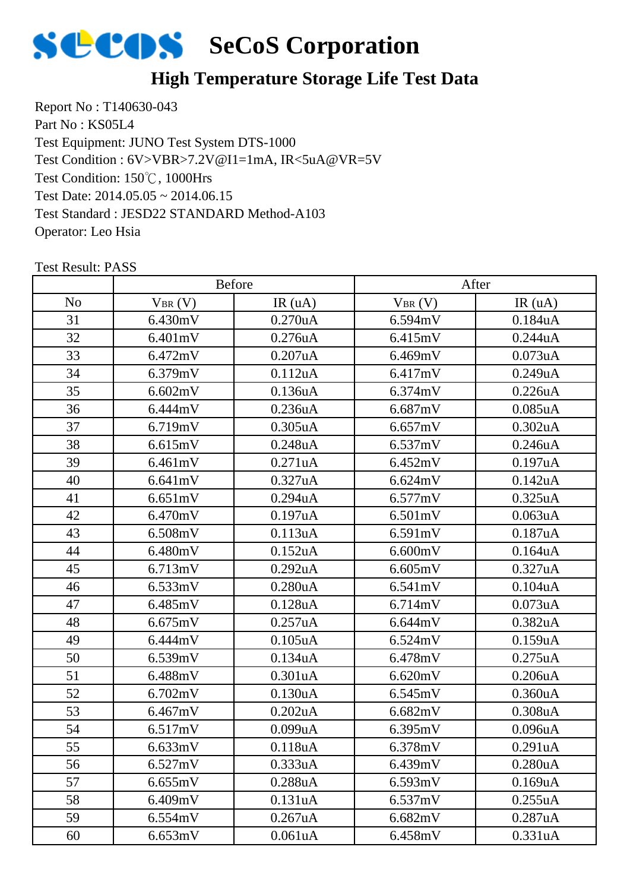# SeCoS Corporation

## High Temperature Storage Life Test Data

Report No : T140630-043
Part No : KS05L4
Test Equipment: JUNO Test System DTS-1000
Test Condition : 6V>VBR>7.2V@I1=1mA, IR<5uA@VR=5V
Test Condition: 150℃, 1000Hrs
Test Date: 2014.05.05 ~ 2014.06.15
Test Standard : JESD22 STANDARD Method-A103
Operator: Leo Hsia

Test Result: PASS

| | Before | | After | |
|---|---|---|---|---|
| No | $V_{BR}$ (V) | IR (uA) | $V_{BR}$ (V) | IR (uA) |
| 31 | 6.430mV | 0.270uA | 6.594mV | 0.184uA |
| 32 | 6.401mV | 0.276uA | 6.415mV | 0.244uA |
| 33 | 6.472mV | 0.207uA | 6.469mV | 0.073uA |
| 34 | 6.379mV | 0.112uA | 6.417mV | 0.249uA |
| 35 | 6.602mV | 0.136uA | 6.374mV | 0.226uA |
| 36 | 6.444mV | 0.236uA | 6.687mV | 0.085uA |
| 37 | 6.719mV | 0.305uA | 6.657mV | 0.302uA |
| 38 | 6.615mV | 0.248uA | 6.537mV | 0.246uA |
| 39 | 6.461mV | 0.271uA | 6.452mV | 0.197uA |
| 40 | 6.641mV | 0.327uA | 6.624mV | 0.142uA |
| 41 | 6.651mV | 0.294uA | 6.577mV | 0.325uA |
| 42 | 6.470mV | 0.197uA | 6.501mV | 0.063uA |
| 43 | 6.508mV | 0.113uA | 6.591mV | 0.187uA |
| 44 | 6.480mV | 0.152uA | 6.600mV | 0.164uA |
| 45 | 6.713mV | 0.292uA | 6.605mV | 0.327uA |
| 46 | 6.533mV | 0.280uA | 6.541mV | 0.104uA |
| 47 | 6.485mV | 0.128uA | 6.714mV | 0.073uA |
| 48 | 6.675mV | 0.257uA | 6.644mV | 0.382uA |
| 49 | 6.444mV | 0.105uA | 6.524mV | 0.159uA |
| 50 | 6.539mV | 0.134uA | 6.478mV | 0.275uA |
| 51 | 6.488mV | 0.301uA | 6.620mV | 0.206uA |
| 52 | 6.702mV | 0.130uA | 6.545mV | 0.360uA |
| 53 | 6.467mV | 0.202uA | 6.682mV | 0.308uA |
| 54 | 6.517mV | 0.099uA | 6.395mV | 0.096uA |
| 55 | 6.633mV | 0.118uA | 6.378mV | 0.291uA |
| 56 | 6.527mV | 0.333uA | 6.439mV | 0.280uA |
| 57 | 6.655mV | 0.288uA | 6.593mV | 0.169uA |
| 58 | 6.409mV | 0.131uA | 6.537mV | 0.255uA |
| 59 | 6.554mV | 0.267uA | 6.682mV | 0.287uA |
| 60 | 6.653mV | 0.061uA | 6.458mV | 0.331uA |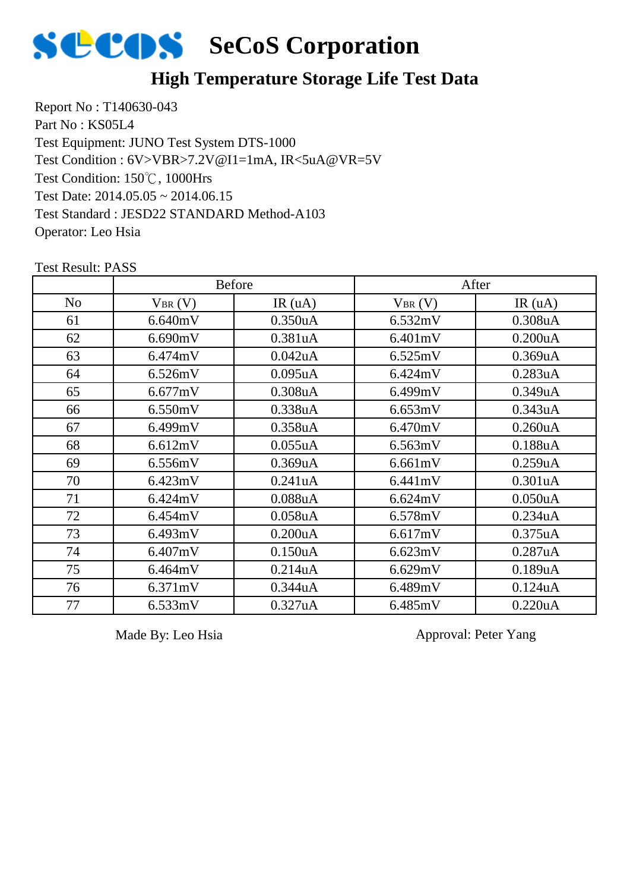# SeCoS Corporation

## High Temperature Storage Life Test Data

Report No : T140630-043
Part No : KS05L4
Test Equipment: JUNO Test System DTS-1000
Test Condition : 6V>VBR>7.2V@I1=1mA, IR<5uA@VR=5V
Test Condition: 150℃, 1000Hrs
Test Date: 2014.05.05 ~ 2014.06.15
Test Standard : JESD22 STANDARD Method-A103
Operator: Leo Hsia

Test Result: PASS

| | Before | | After | |
|---|---|---|---|---|
| No | $V_{BR}$ (V) | IR (uA) | $V_{BR}$ (V) | IR (uA) |
| 61 | 6.640mV | 0.350uA | 6.532mV | 0.308uA |
| 62 | 6.690mV | 0.381uA | 6.401mV | 0.200uA |
| 63 | 6.474mV | 0.042uA | 6.525mV | 0.369uA |
| 64 | 6.526mV | 0.095uA | 6.424mV | 0.283uA |
| 65 | 6.677mV | 0.308uA | 6.499mV | 0.349uA |
| 66 | 6.550mV | 0.338uA | 6.653mV | 0.343uA |
| 67 | 6.499mV | 0.358uA | 6.470mV | 0.260uA |
| 68 | 6.612mV | 0.055uA | 6.563mV | 0.188uA |
| 69 | 6.556mV | 0.369uA | 6.661mV | 0.259uA |
| 70 | 6.423mV | 0.241uA | 6.441mV | 0.301uA |
| 71 | 6.424mV | 0.088uA | 6.624mV | 0.050uA |
| 72 | 6.454mV | 0.058uA | 6.578mV | 0.234uA |
| 73 | 6.493mV | 0.200uA | 6.617mV | 0.375uA |
| 74 | 6.407mV | 0.150uA | 6.623mV | 0.287uA |
| 75 | 6.464mV | 0.214uA | 6.629mV | 0.189uA |
| 76 | 6.371mV | 0.344uA | 6.489mV | 0.124uA |
| 77 | 6.533mV | 0.327uA | 6.485mV | 0.220uA |

Made By: Leo Hsia　　　　Approval: Peter Yang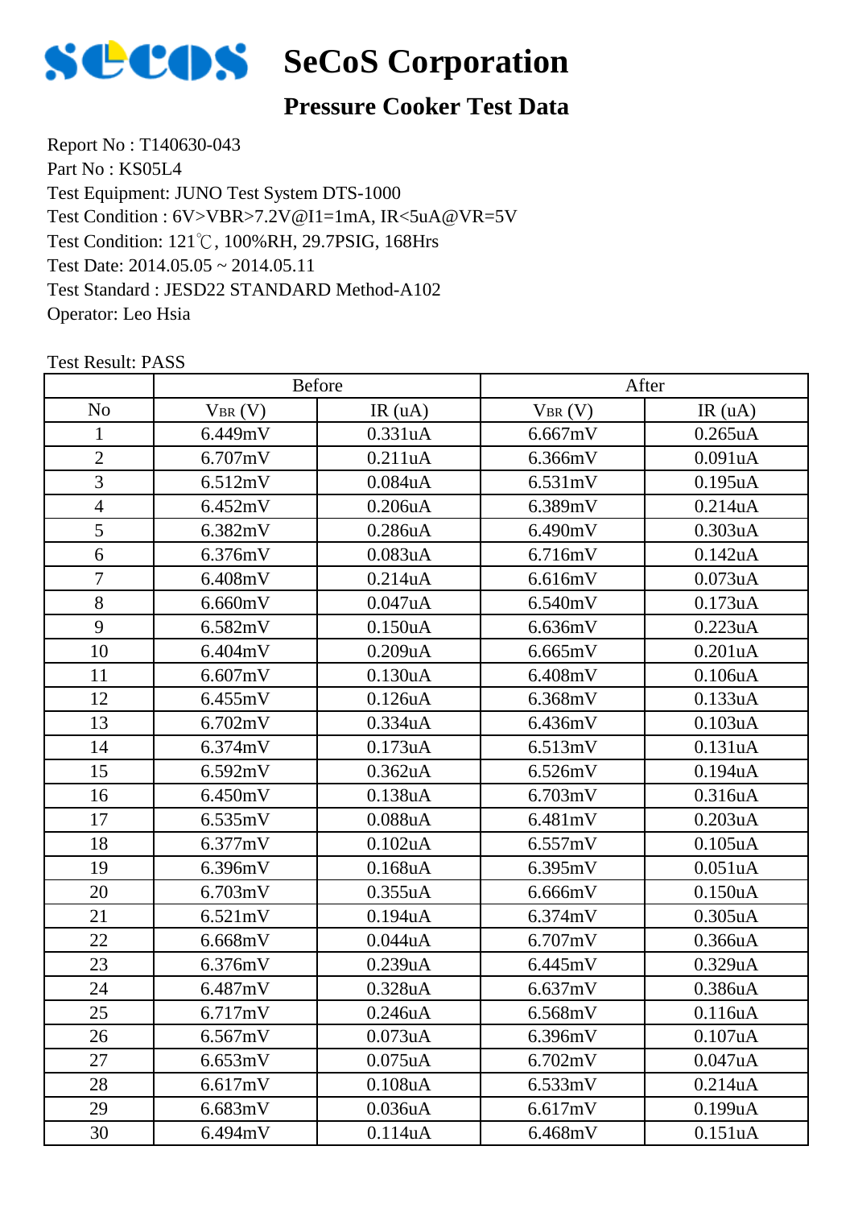# SeCoS Corporation

## Pressure Cooker Test Data

Report No : T140630-043
Part No : KS05L4
Test Equipment: JUNO Test System DTS-1000
Test Condition : 6V>VBR>7.2V@I1=1mA, IR<5uA@VR=5V
Test Condition: 121℃, 100%RH, 29.7PSIG, 168Hrs
Test Date: 2014.05.05 ~ 2014.05.11
Test Standard : JESD22 STANDARD Method-A102
Operator: Leo Hsia

Test Result: PASS

| | Before | | After | |
|---|---|---|---|---|
| No | $V_{BR}$ (V) | IR (uA) | $V_{BR}$ (V) | IR (uA) |
| 1 | 6.449mV | 0.331uA | 6.667mV | 0.265uA |
| 2 | 6.707mV | 0.211uA | 6.366mV | 0.091uA |
| 3 | 6.512mV | 0.084uA | 6.531mV | 0.195uA |
| 4 | 6.452mV | 0.206uA | 6.389mV | 0.214uA |
| 5 | 6.382mV | 0.286uA | 6.490mV | 0.303uA |
| 6 | 6.376mV | 0.083uA | 6.716mV | 0.142uA |
| 7 | 6.408mV | 0.214uA | 6.616mV | 0.073uA |
| 8 | 6.660mV | 0.047uA | 6.540mV | 0.173uA |
| 9 | 6.582mV | 0.150uA | 6.636mV | 0.223uA |
| 10 | 6.404mV | 0.209uA | 6.665mV | 0.201uA |
| 11 | 6.607mV | 0.130uA | 6.408mV | 0.106uA |
| 12 | 6.455mV | 0.126uA | 6.368mV | 0.133uA |
| 13 | 6.702mV | 0.334uA | 6.436mV | 0.103uA |
| 14 | 6.374mV | 0.173uA | 6.513mV | 0.131uA |
| 15 | 6.592mV | 0.362uA | 6.526mV | 0.194uA |
| 16 | 6.450mV | 0.138uA | 6.703mV | 0.316uA |
| 17 | 6.535mV | 0.088uA | 6.481mV | 0.203uA |
| 18 | 6.377mV | 0.102uA | 6.557mV | 0.105uA |
| 19 | 6.396mV | 0.168uA | 6.395mV | 0.051uA |
| 20 | 6.703mV | 0.355uA | 6.666mV | 0.150uA |
| 21 | 6.521mV | 0.194uA | 6.374mV | 0.305uA |
| 22 | 6.668mV | 0.044uA | 6.707mV | 0.366uA |
| 23 | 6.376mV | 0.239uA | 6.445mV | 0.329uA |
| 24 | 6.487mV | 0.328uA | 6.637mV | 0.386uA |
| 25 | 6.717mV | 0.246uA | 6.568mV | 0.116uA |
| 26 | 6.567mV | 0.073uA | 6.396mV | 0.107uA |
| 27 | 6.653mV | 0.075uA | 6.702mV | 0.047uA |
| 28 | 6.617mV | 0.108uA | 6.533mV | 0.214uA |
| 29 | 6.683mV | 0.036uA | 6.617mV | 0.199uA |
| 30 | 6.494mV | 0.114uA | 6.468mV | 0.151uA |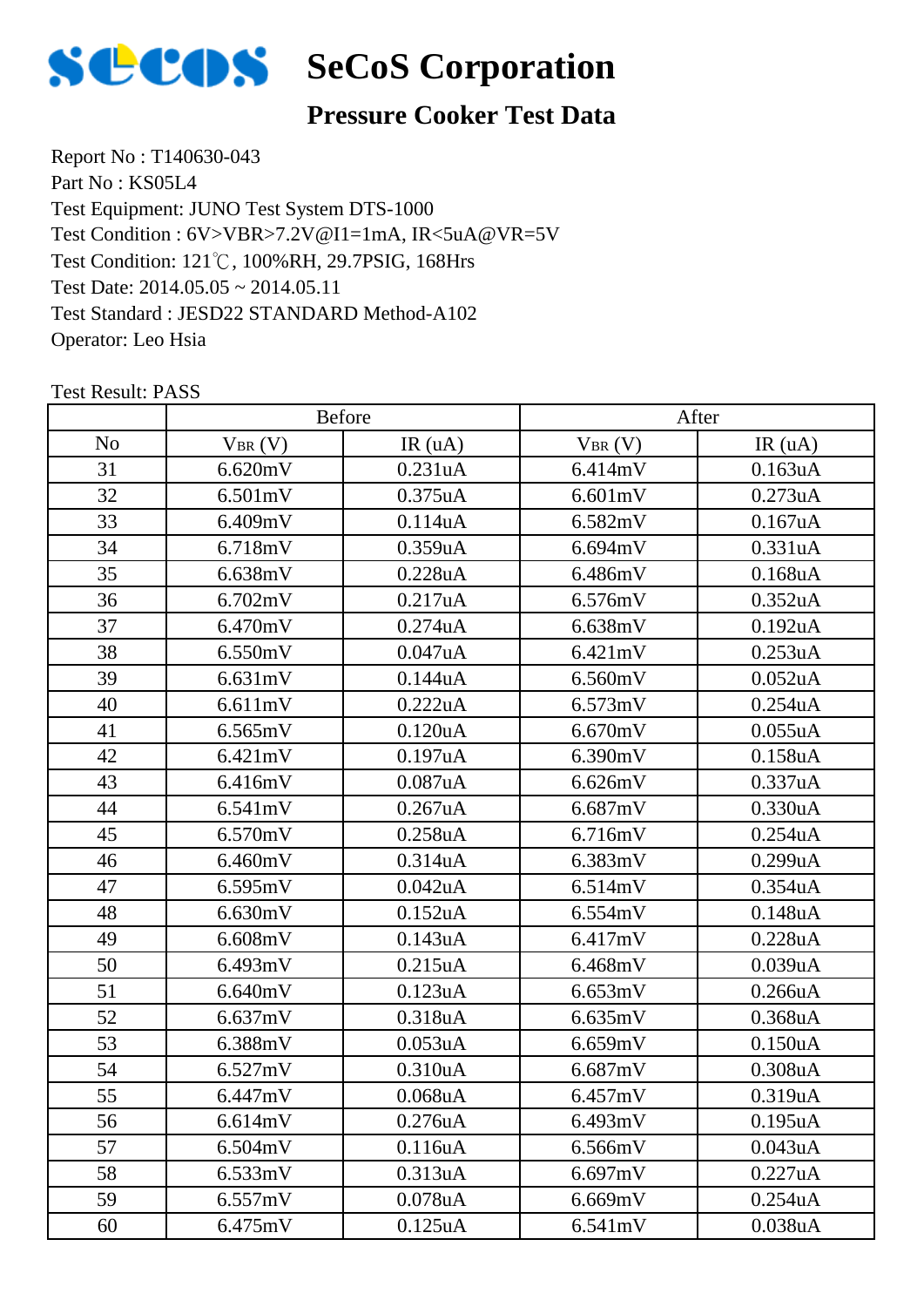# SeCoS Corporation

## Pressure Cooker Test Data

Report No : T140630-043
Part No : KS05L4
Test Equipment: JUNO Test System DTS-1000
Test Condition : 6V>VBR>7.2V@I1=1mA, IR<5uA@VR=5V
Test Condition: 121℃, 100%RH, 29.7PSIG, 168Hrs
Test Date: 2014.05.05 ~ 2014.05.11
Test Standard : JESD22 STANDARD Method-A102
Operator: Leo Hsia

Test Result: PASS

| | Before | | After | |
|---|---|---|---|---|
| No | $V_{BR}$ (V) | IR (uA) | $V_{BR}$ (V) | IR (uA) |
| 31 | 6.620mV | 0.231uA | 6.414mV | 0.163uA |
| 32 | 6.501mV | 0.375uA | 6.601mV | 0.273uA |
| 33 | 6.409mV | 0.114uA | 6.582mV | 0.167uA |
| 34 | 6.718mV | 0.359uA | 6.694mV | 0.331uA |
| 35 | 6.638mV | 0.228uA | 6.486mV | 0.168uA |
| 36 | 6.702mV | 0.217uA | 6.576mV | 0.352uA |
| 37 | 6.470mV | 0.274uA | 6.638mV | 0.192uA |
| 38 | 6.550mV | 0.047uA | 6.421mV | 0.253uA |
| 39 | 6.631mV | 0.144uA | 6.560mV | 0.052uA |
| 40 | 6.611mV | 0.222uA | 6.573mV | 0.254uA |
| 41 | 6.565mV | 0.120uA | 6.670mV | 0.055uA |
| 42 | 6.421mV | 0.197uA | 6.390mV | 0.158uA |
| 43 | 6.416mV | 0.087uA | 6.626mV | 0.337uA |
| 44 | 6.541mV | 0.267uA | 6.687mV | 0.330uA |
| 45 | 6.570mV | 0.258uA | 6.716mV | 0.254uA |
| 46 | 6.460mV | 0.314uA | 6.383mV | 0.299uA |
| 47 | 6.595mV | 0.042uA | 6.514mV | 0.354uA |
| 48 | 6.630mV | 0.152uA | 6.554mV | 0.148uA |
| 49 | 6.608mV | 0.143uA | 6.417mV | 0.228uA |
| 50 | 6.493mV | 0.215uA | 6.468mV | 0.039uA |
| 51 | 6.640mV | 0.123uA | 6.653mV | 0.266uA |
| 52 | 6.637mV | 0.318uA | 6.635mV | 0.368uA |
| 53 | 6.388mV | 0.053uA | 6.659mV | 0.150uA |
| 54 | 6.527mV | 0.310uA | 6.687mV | 0.308uA |
| 55 | 6.447mV | 0.068uA | 6.457mV | 0.319uA |
| 56 | 6.614mV | 0.276uA | 6.493mV | 0.195uA |
| 57 | 6.504mV | 0.116uA | 6.566mV | 0.043uA |
| 58 | 6.533mV | 0.313uA | 6.697mV | 0.227uA |
| 59 | 6.557mV | 0.078uA | 6.669mV | 0.254uA |
| 60 | 6.475mV | 0.125uA | 6.541mV | 0.038uA |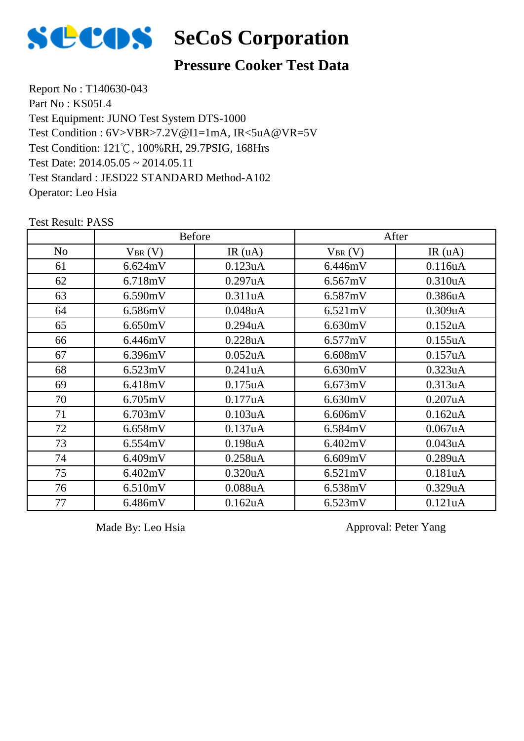# SeCoS Corporation

## Pressure Cooker Test Data

Report No : T140630-043
Part No : KS05L4
Test Equipment: JUNO Test System DTS-1000
Test Condition : 6V>VBR>7.2V@I1=1mA, IR<5uA@VR=5V
Test Condition: 121℃, 100%RH, 29.7PSIG, 168Hrs
Test Date: 2014.05.05 ~ 2014.05.11
Test Standard : JESD22 STANDARD Method-A102
Operator: Leo Hsia

Test Result: PASS

| | Before | | After | |
|---|---|---|---|---|
| No | $V_{BR}$ (V) | IR (uA) | $V_{BR}$ (V) | IR (uA) |
| 61 | 6.624mV | 0.123uA | 6.446mV | 0.116uA |
| 62 | 6.718mV | 0.297uA | 6.567mV | 0.310uA |
| 63 | 6.590mV | 0.311uA | 6.587mV | 0.386uA |
| 64 | 6.586mV | 0.048uA | 6.521mV | 0.309uA |
| 65 | 6.650mV | 0.294uA | 6.630mV | 0.152uA |
| 66 | 6.446mV | 0.228uA | 6.577mV | 0.155uA |
| 67 | 6.396mV | 0.052uA | 6.608mV | 0.157uA |
| 68 | 6.523mV | 0.241uA | 6.630mV | 0.323uA |
| 69 | 6.418mV | 0.175uA | 6.673mV | 0.313uA |
| 70 | 6.705mV | 0.177uA | 6.630mV | 0.207uA |
| 71 | 6.703mV | 0.103uA | 6.606mV | 0.162uA |
| 72 | 6.658mV | 0.137uA | 6.584mV | 0.067uA |
| 73 | 6.554mV | 0.198uA | 6.402mV | 0.043uA |
| 74 | 6.409mV | 0.258uA | 6.609mV | 0.289uA |
| 75 | 6.402mV | 0.320uA | 6.521mV | 0.181uA |
| 76 | 6.510mV | 0.088uA | 6.538mV | 0.329uA |
| 77 | 6.486mV | 0.162uA | 6.523mV | 0.121uA |

Made By: Leo Hsia                                        Approval: Peter Yang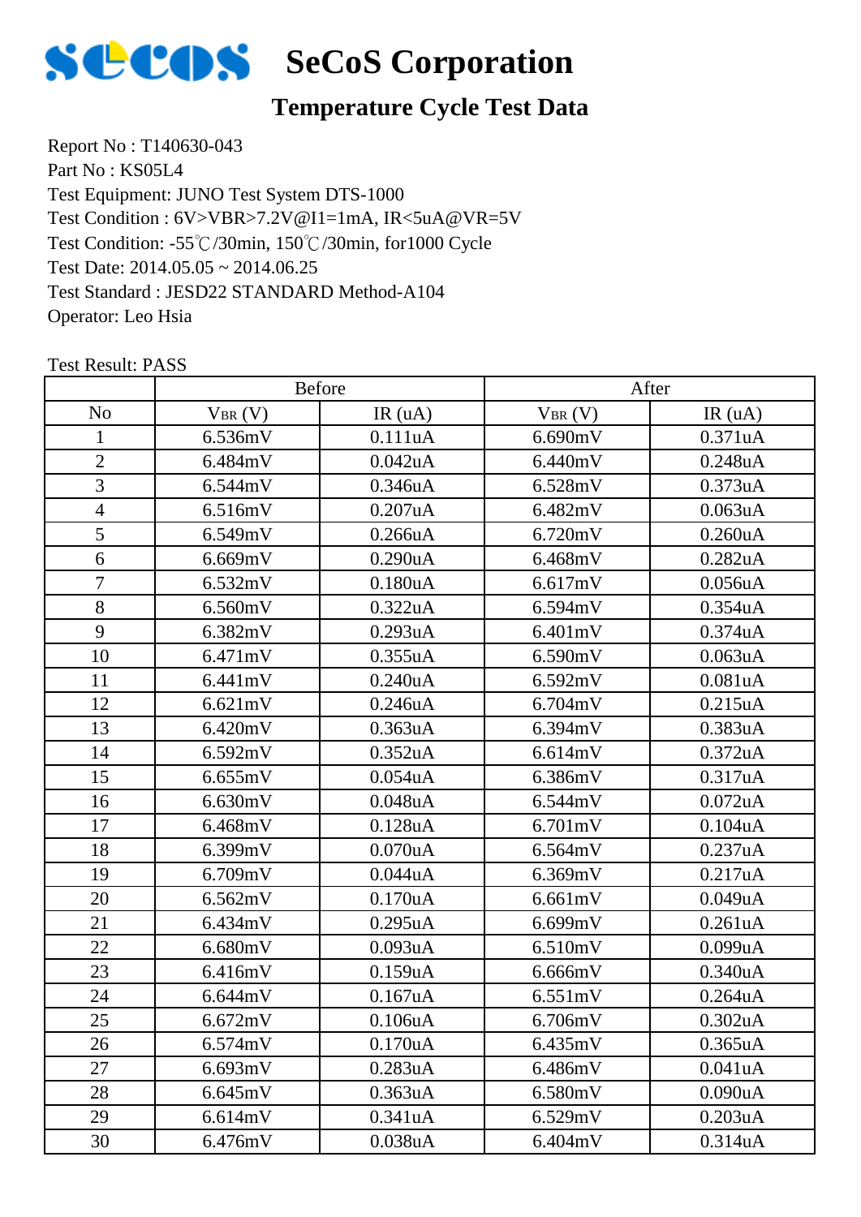# SeCoS Corporation

## Temperature Cycle Test Data

Report No : T140630-043
Part No : KS05L4
Test Equipment: JUNO Test System DTS-1000
Test Condition : 6V>VBR>7.2V@I1=1mA, IR<5uA@VR=5V
Test Condition: -55℃/30min, 150℃/30min, for1000 Cycle
Test Date: 2014.05.05 ~ 2014.06.25
Test Standard : JESD22 STANDARD Method-A104
Operator: Leo Hsia

Test Result: PASS

| | Before | | After | |
|---|---|---|---|---|
| No | $V_{BR}$ (V) | IR (uA) | $V_{BR}$ (V) | IR (uA) |
| 1 | 6.536mV | 0.111uA | 6.690mV | 0.371uA |
| 2 | 6.484mV | 0.042uA | 6.440mV | 0.248uA |
| 3 | 6.544mV | 0.346uA | 6.528mV | 0.373uA |
| 4 | 6.516mV | 0.207uA | 6.482mV | 0.063uA |
| 5 | 6.549mV | 0.266uA | 6.720mV | 0.260uA |
| 6 | 6.669mV | 0.290uA | 6.468mV | 0.282uA |
| 7 | 6.532mV | 0.180uA | 6.617mV | 0.056uA |
| 8 | 6.560mV | 0.322uA | 6.594mV | 0.354uA |
| 9 | 6.382mV | 0.293uA | 6.401mV | 0.374uA |
| 10 | 6.471mV | 0.355uA | 6.590mV | 0.063uA |
| 11 | 6.441mV | 0.240uA | 6.592mV | 0.081uA |
| 12 | 6.621mV | 0.246uA | 6.704mV | 0.215uA |
| 13 | 6.420mV | 0.363uA | 6.394mV | 0.383uA |
| 14 | 6.592mV | 0.352uA | 6.614mV | 0.372uA |
| 15 | 6.655mV | 0.054uA | 6.386mV | 0.317uA |
| 16 | 6.630mV | 0.048uA | 6.544mV | 0.072uA |
| 17 | 6.468mV | 0.128uA | 6.701mV | 0.104uA |
| 18 | 6.399mV | 0.070uA | 6.564mV | 0.237uA |
| 19 | 6.709mV | 0.044uA | 6.369mV | 0.217uA |
| 20 | 6.562mV | 0.170uA | 6.661mV | 0.049uA |
| 21 | 6.434mV | 0.295uA | 6.699mV | 0.261uA |
| 22 | 6.680mV | 0.093uA | 6.510mV | 0.099uA |
| 23 | 6.416mV | 0.159uA | 6.666mV | 0.340uA |
| 24 | 6.644mV | 0.167uA | 6.551mV | 0.264uA |
| 25 | 6.672mV | 0.106uA | 6.706mV | 0.302uA |
| 26 | 6.574mV | 0.170uA | 6.435mV | 0.365uA |
| 27 | 6.693mV | 0.283uA | 6.486mV | 0.041uA |
| 28 | 6.645mV | 0.363uA | 6.580mV | 0.090uA |
| 29 | 6.614mV | 0.341uA | 6.529mV | 0.203uA |
| 30 | 6.476mV | 0.038uA | 6.404mV | 0.314uA |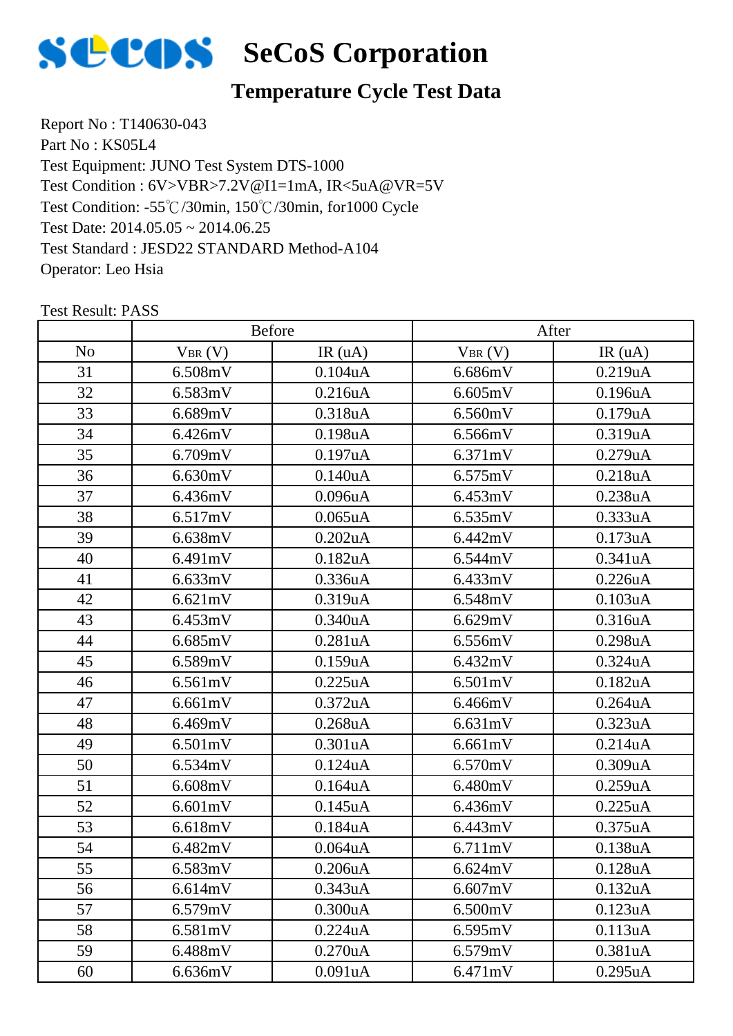# SeCoS Corporation

## Temperature Cycle Test Data

Report No : T140630-043
Part No : KS05L4
Test Equipment: JUNO Test System DTS-1000
Test Condition : 6V>VBR>7.2V@I1=1mA, IR<5uA@VR=5V
Test Condition: -55℃/30min, 150℃/30min, for1000 Cycle
Test Date: 2014.05.05 ~ 2014.06.25
Test Standard : JESD22 STANDARD Method-A104
Operator: Leo Hsia

Test Result: PASS

| | Before | | After | |
|---|---|---|---|---|
| No | $V_{BR}$ (V) | IR (uA) | $V_{BR}$ (V) | IR (uA) |
| 31 | 6.508mV | 0.104uA | 6.686mV | 0.219uA |
| 32 | 6.583mV | 0.216uA | 6.605mV | 0.196uA |
| 33 | 6.689mV | 0.318uA | 6.560mV | 0.179uA |
| 34 | 6.426mV | 0.198uA | 6.566mV | 0.319uA |
| 35 | 6.709mV | 0.197uA | 6.371mV | 0.279uA |
| 36 | 6.630mV | 0.140uA | 6.575mV | 0.218uA |
| 37 | 6.436mV | 0.096uA | 6.453mV | 0.238uA |
| 38 | 6.517mV | 0.065uA | 6.535mV | 0.333uA |
| 39 | 6.638mV | 0.202uA | 6.442mV | 0.173uA |
| 40 | 6.491mV | 0.182uA | 6.544mV | 0.341uA |
| 41 | 6.633mV | 0.336uA | 6.433mV | 0.226uA |
| 42 | 6.621mV | 0.319uA | 6.548mV | 0.103uA |
| 43 | 6.453mV | 0.340uA | 6.629mV | 0.316uA |
| 44 | 6.685mV | 0.281uA | 6.556mV | 0.298uA |
| 45 | 6.589mV | 0.159uA | 6.432mV | 0.324uA |
| 46 | 6.561mV | 0.225uA | 6.501mV | 0.182uA |
| 47 | 6.661mV | 0.372uA | 6.466mV | 0.264uA |
| 48 | 6.469mV | 0.268uA | 6.631mV | 0.323uA |
| 49 | 6.501mV | 0.301uA | 6.661mV | 0.214uA |
| 50 | 6.534mV | 0.124uA | 6.570mV | 0.309uA |
| 51 | 6.608mV | 0.164uA | 6.480mV | 0.259uA |
| 52 | 6.601mV | 0.145uA | 6.436mV | 0.225uA |
| 53 | 6.618mV | 0.184uA | 6.443mV | 0.375uA |
| 54 | 6.482mV | 0.064uA | 6.711mV | 0.138uA |
| 55 | 6.583mV | 0.206uA | 6.624mV | 0.128uA |
| 56 | 6.614mV | 0.343uA | 6.607mV | 0.132uA |
| 57 | 6.579mV | 0.300uA | 6.500mV | 0.123uA |
| 58 | 6.581mV | 0.224uA | 6.595mV | 0.113uA |
| 59 | 6.488mV | 0.270uA | 6.579mV | 0.381uA |
| 60 | 6.636mV | 0.091uA | 6.471mV | 0.295uA |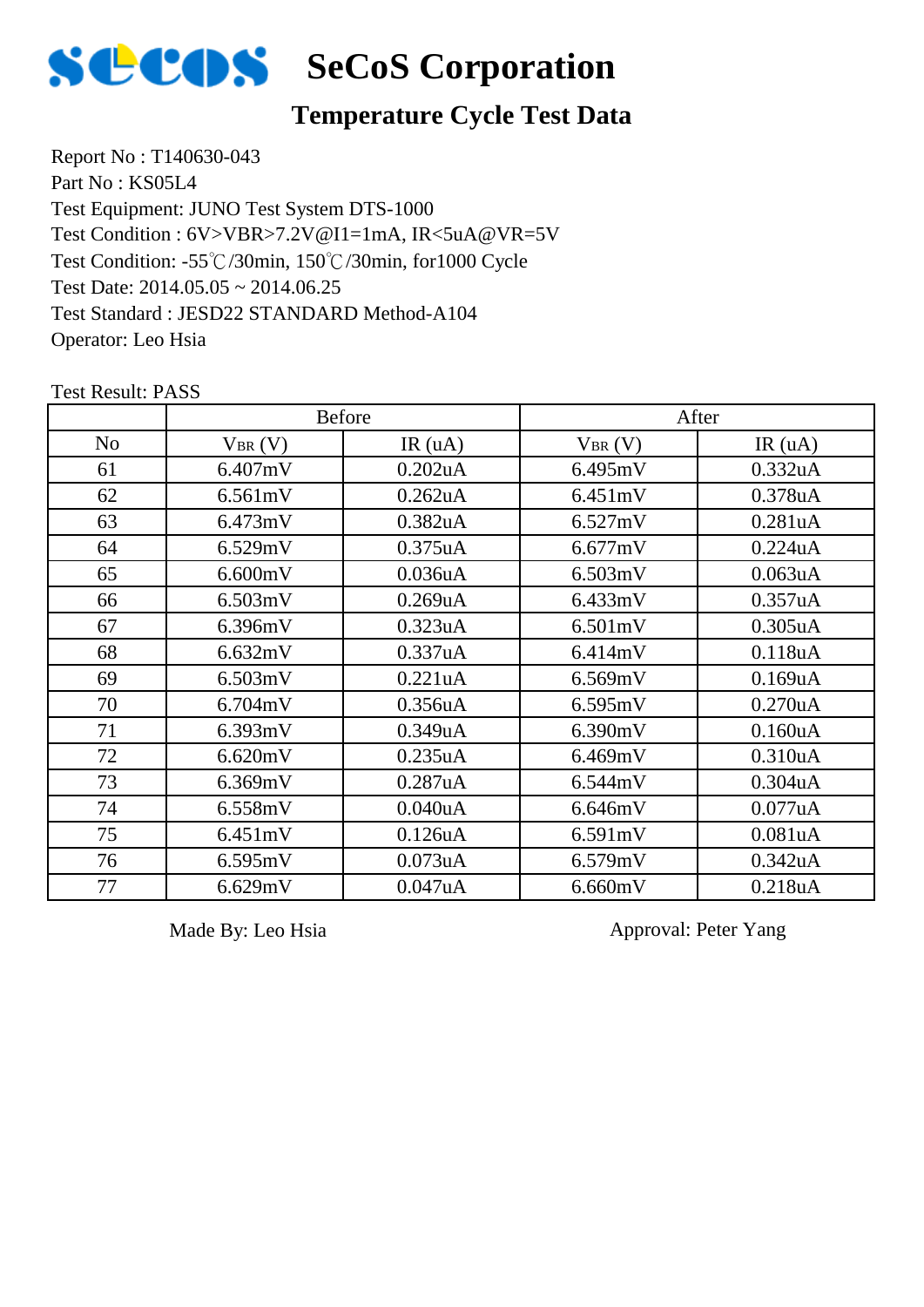# SeCoS Corporation

## Temperature Cycle Test Data

Report No : T140630-043
Part No : KS05L4
Test Equipment: JUNO Test System DTS-1000
Test Condition : 6V>VBR>7.2V@I1=1mA, IR<5uA@VR=5V
Test Condition: -55℃/30min, 150℃/30min, for1000 Cycle
Test Date: 2014.05.05 ~ 2014.06.25
Test Standard : JEDL22 STANDARD Method-A104
Operator: Leo Hsia

Test Result: PASS

| | Before | | After | |
|---|---|---|---|---|
| No | $V_{BR}$ (V) | IR (uA) | $V_{BR}$ (V) | IR (uA) |
| 61 | 6.407mV | 0.202uA | 6.495mV | 0.332uA |
| 62 | 6.561mV | 0.262uA | 6.451mV | 0.378uA |
| 63 | 6.473mV | 0.382uA | 6.527mV | 0.281uA |
| 64 | 6.529mV | 0.375uA | 6.677mV | 0.224uA |
| 65 | 6.600mV | 0.036uA | 6.503mV | 0.063uA |
| 66 | 6.503mV | 0.269uA | 6.433mV | 0.357uA |
| 67 | 6.396mV | 0.323uA | 6.501mV | 0.305uA |
| 68 | 6.632mV | 0.337uA | 6.414mV | 0.118uA |
| 69 | 6.503mV | 0.221uA | 6.569mV | 0.169uA |
| 70 | 6.704mV | 0.356uA | 6.595mV | 0.270uA |
| 71 | 6.393mV | 0.349uA | 6.390mV | 0.160uA |
| 72 | 6.620mV | 0.235uA | 6.469mV | 0.310uA |
| 73 | 6.369mV | 0.287uA | 6.544mV | 0.304uA |
| 74 | 6.558mV | 0.040uA | 6.646mV | 0.077uA |
| 75 | 6.451mV | 0.126uA | 6.591mV | 0.081uA |
| 76 | 6.595mV | 0.073uA | 6.579mV | 0.342uA |
| 77 | 6.629mV | 0.047uA | 6.660mV | 0.218uA |

Made By: Leo Hsia  Approval: Peter Yang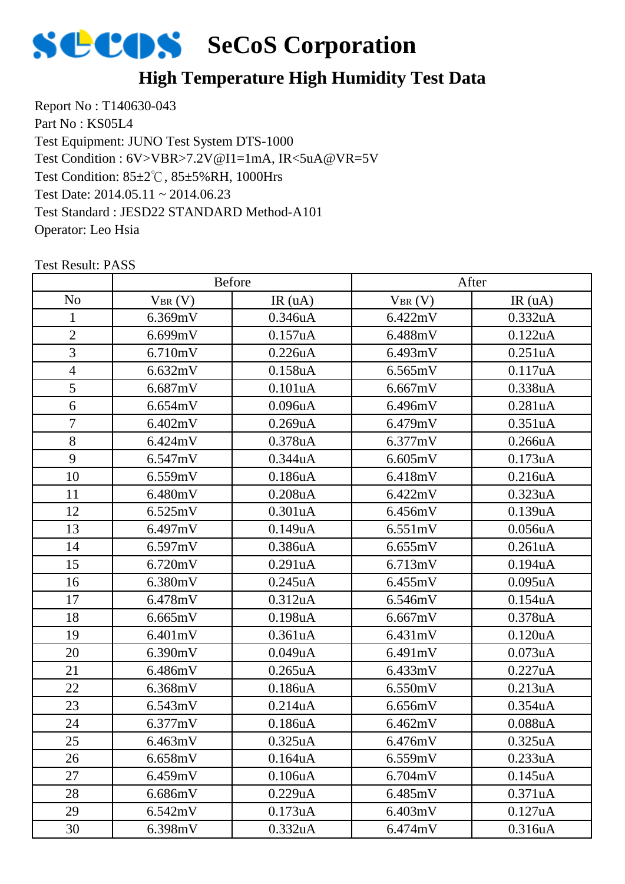# SeCoS Corporation

## High Temperature High Humidity Test Data

Report No : T140630-043
Part No : KS05L4
Test Equipment: JUNO Test System DTS-1000
Test Condition : 6V>VBR>7.2V@I1=1mA, IR<5uA@VR=5V
Test Condition: 85±2℃, 85±5%RH, 1000Hrs
Test Date: 2014.05.11 ~ 2014.06.23
Test Standard : JESD22 STANDARD Method-A101
Operator: Leo Hsia

Test Result: PASS

| | Before | | After | |
|---|---|---|---|---|
| No | $V_{BR}$ (V) | IR (uA) | $V_{BR}$ (V) | IR (uA) |
| 1 | 6.369mV | 0.346uA | 6.422mV | 0.332uA |
| 2 | 6.699mV | 0.157uA | 6.488mV | 0.122uA |
| 3 | 6.710mV | 0.226uA | 6.493mV | 0.251uA |
| 4 | 6.632mV | 0.158uA | 6.565mV | 0.117uA |
| 5 | 6.687mV | 0.101uA | 6.667mV | 0.338uA |
| 6 | 6.654mV | 0.096uA | 6.496mV | 0.281uA |
| 7 | 6.402mV | 0.269uA | 6.479mV | 0.351uA |
| 8 | 6.424mV | 0.378uA | 6.377mV | 0.266uA |
| 9 | 6.547mV | 0.344uA | 6.605mV | 0.173uA |
| 10 | 6.559mV | 0.186uA | 6.418mV | 0.216uA |
| 11 | 6.480mV | 0.208uA | 6.422mV | 0.323uA |
| 12 | 6.525mV | 0.301uA | 6.456mV | 0.139uA |
| 13 | 6.497mV | 0.149uA | 6.551mV | 0.056uA |
| 14 | 6.597mV | 0.386uA | 6.655mV | 0.261uA |
| 15 | 6.720mV | 0.291uA | 6.713mV | 0.194uA |
| 16 | 6.380mV | 0.245uA | 6.455mV | 0.095uA |
| 17 | 6.478mV | 0.312uA | 6.546mV | 0.154uA |
| 18 | 6.665mV | 0.198uA | 6.667mV | 0.378uA |
| 19 | 6.401mV | 0.361uA | 6.431mV | 0.120uA |
| 20 | 6.390mV | 0.049uA | 6.491mV | 0.073uA |
| 21 | 6.486mV | 0.265uA | 6.433mV | 0.227uA |
| 22 | 6.368mV | 0.186uA | 6.550mV | 0.213uA |
| 23 | 6.543mV | 0.214uA | 6.656mV | 0.354uA |
| 24 | 6.377mV | 0.186uA | 6.462mV | 0.088uA |
| 25 | 6.463mV | 0.325uA | 6.476mV | 0.325uA |
| 26 | 6.658mV | 0.164uA | 6.559mV | 0.233uA |
| 27 | 6.459mV | 0.106uA | 6.704mV | 0.145uA |
| 28 | 6.686mV | 0.229uA | 6.485mV | 0.371uA |
| 29 | 6.542mV | 0.173uA | 6.403mV | 0.127uA |
| 30 | 6.398mV | 0.332uA | 6.474mV | 0.316uA |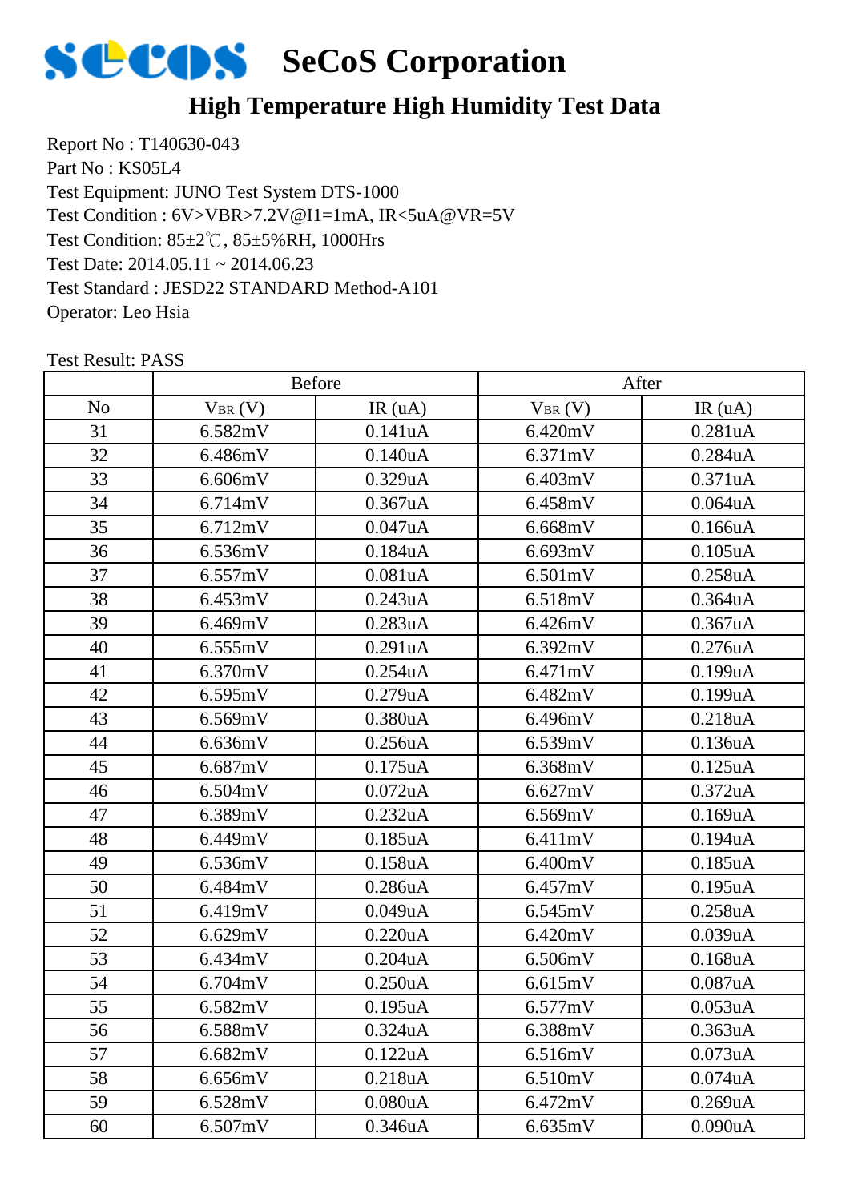# SeCoS Corporation

## High Temperature High Humidity Test Data

Report No : T140630-043
Part No : KS05L4
Test Equipment: JUNO Test System DTS-1000
Test Condition : 6V>VBR>7.2V@I1=1mA, IR<5uA@VR=5V
Test Condition: 85±2℃, 85±5%RH, 1000Hrs
Test Date: 2014.05.11 ~ 2014.06.23
Test Standard : JESD22 STANDARD Method-A101
Operator: Leo Hsia

Test Result: PASS

| | Before | | After | |
|---|---|---|---|---|
| No | $V_{BR}$ (V) | IR (uA) | $V_{BR}$ (V) | IR (uA) |
| 31 | 6.582mV | 0.141uA | 6.420mV | 0.281uA |
| 32 | 6.486mV | 0.140uA | 6.371mV | 0.284uA |
| 33 | 6.606mV | 0.329uA | 6.403mV | 0.371uA |
| 34 | 6.714mV | 0.367uA | 6.458mV | 0.064uA |
| 35 | 6.712mV | 0.047uA | 6.668mV | 0.166uA |
| 36 | 6.536mV | 0.184uA | 6.693mV | 0.105uA |
| 37 | 6.557mV | 0.081uA | 6.501mV | 0.258uA |
| 38 | 6.453mV | 0.243uA | 6.518mV | 0.364uA |
| 39 | 6.469mV | 0.283uA | 6.426mV | 0.367uA |
| 40 | 6.555mV | 0.291uA | 6.392mV | 0.276uA |
| 41 | 6.370mV | 0.254uA | 6.471mV | 0.199uA |
| 42 | 6.595mV | 0.279uA | 6.482mV | 0.199uA |
| 43 | 6.569mV | 0.380uA | 6.496mV | 0.218uA |
| 44 | 6.636mV | 0.256uA | 6.539mV | 0.136uA |
| 45 | 6.687mV | 0.175uA | 6.368mV | 0.125uA |
| 46 | 6.504mV | 0.072uA | 6.627mV | 0.372uA |
| 47 | 6.389mV | 0.232uA | 6.569mV | 0.169uA |
| 48 | 6.449mV | 0.185uA | 6.411mV | 0.194uA |
| 49 | 6.536mV | 0.158uA | 6.400mV | 0.185uA |
| 50 | 6.484mV | 0.286uA | 6.457mV | 0.195uA |
| 51 | 6.419mV | 0.049uA | 6.545mV | 0.258uA |
| 52 | 6.629mV | 0.220uA | 6.420mV | 0.039uA |
| 53 | 6.434mV | 0.204uA | 6.506mV | 0.168uA |
| 54 | 6.704mV | 0.250uA | 6.615mV | 0.087uA |
| 55 | 6.582mV | 0.195uA | 6.577mV | 0.053uA |
| 56 | 6.588mV | 0.324uA | 6.388mV | 0.363uA |
| 57 | 6.682mV | 0.122uA | 6.516mV | 0.073uA |
| 58 | 6.656mV | 0.218uA | 6.510mV | 0.074uA |
| 59 | 6.528mV | 0.080uA | 6.472mV | 0.269uA |
| 60 | 6.507mV | 0.346uA | 6.635mV | 0.090uA |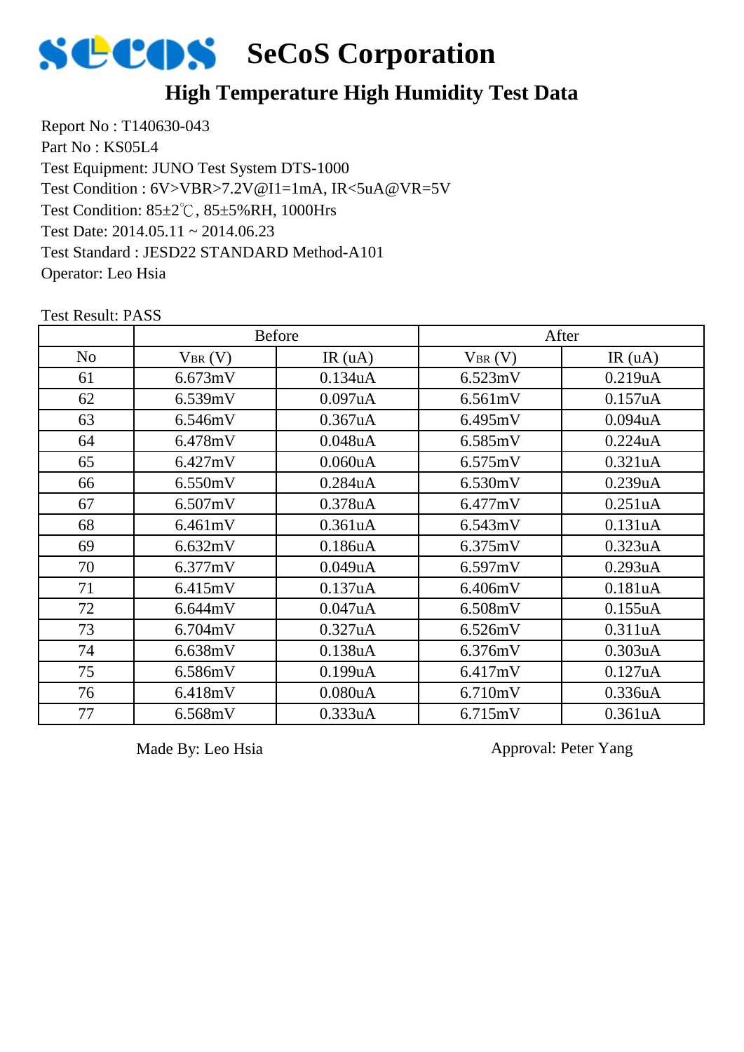# SeCoS Corporation

## High Temperature High Humidity Test Data

Report No : T140630-043
Part No : KS05L4
Test Equipment: JUNO Test System DTS-1000
Test Condition : 6V>VBR>7.2V@I1=1mA, IR<5uA@VR=5V
Test Condition: 85±2℃, 85±5%RH, 1000Hrs
Test Date: 2014.05.11 ~ 2014.06.23
Test Standard : JESD22 STANDARD Method-A101
Operator: Leo Hsia

Test Result: PASS

| | Before | | After | |
|---|---|---|---|---|
| No | $V_{BR}$ (V) | IR (uA) | $V_{BR}$ (V) | IR (uA) |
| 61 | 6.673mV | 0.134uA | 6.523mV | 0.219uA |
| 62 | 6.539mV | 0.097uA | 6.561mV | 0.157uA |
| 63 | 6.546mV | 0.367uA | 6.495mV | 0.094uA |
| 64 | 6.478mV | 0.048uA | 6.585mV | 0.224uA |
| 65 | 6.427mV | 0.060uA | 6.575mV | 0.321uA |
| 66 | 6.550mV | 0.284uA | 6.530mV | 0.239uA |
| 67 | 6.507mV | 0.378uA | 6.477mV | 0.251uA |
| 68 | 6.461mV | 0.361uA | 6.543mV | 0.131uA |
| 69 | 6.632mV | 0.186uA | 6.375mV | 0.323uA |
| 70 | 6.377mV | 0.049uA | 6.597mV | 0.293uA |
| 71 | 6.415mV | 0.137uA | 6.406mV | 0.181uA |
| 72 | 6.644mV | 0.047uA | 6.508mV | 0.155uA |
| 73 | 6.704mV | 0.327uA | 6.526mV | 0.311uA |
| 74 | 6.638mV | 0.138uA | 6.376mV | 0.303uA |
| 75 | 6.586mV | 0.199uA | 6.417mV | 0.127uA |
| 76 | 6.418mV | 0.080uA | 6.710mV | 0.336uA |
| 77 | 6.568mV | 0.333uA | 6.715mV | 0.361uA |

Made By: Leo Hsia

Approval: Peter Yang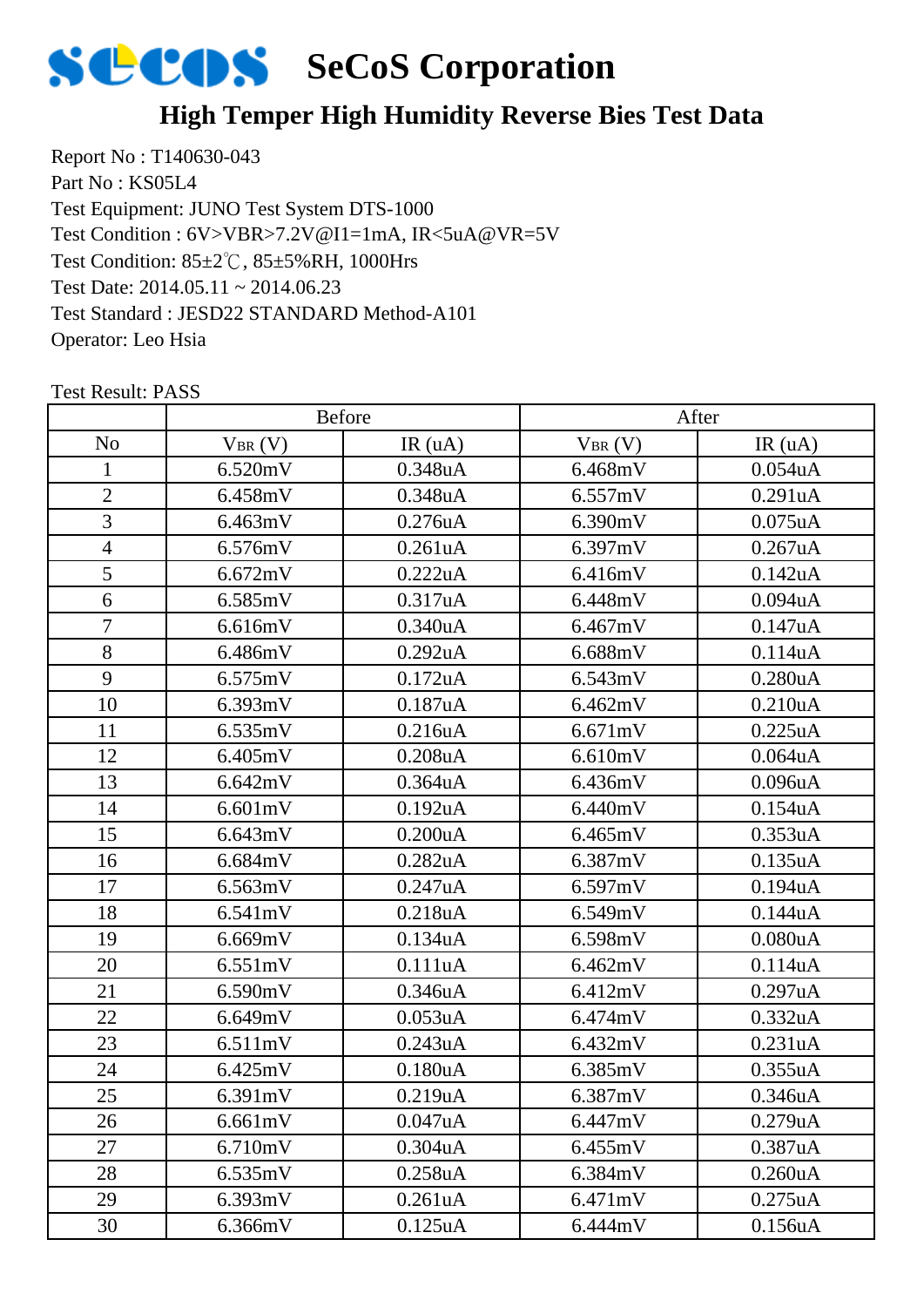# SeCoS Corporation

## High Temper High Humidity Reverse Bies Test Data

Report No : T140630-043
Part No : KS05L4
Test Equipment: JUNO Test System DTS-1000
Test Condition : 6V>VBR>7.2V@I1=1mA, IR<5uA@VR=5V
Test Condition: 85±2℃, 85±5%RH, 1000Hrs
Test Date: 2014.05.11 ~ 2014.06.23
Test Standard : JESD22 STANDARD Method-A101
Operator: Leo Hsia

Test Result: PASS

| | Before | | After | |
|---|---|---|---|---|
| No | $V_{BR}$ (V) | IR (uA) | $V_{BR}$ (V) | IR (uA) |
| 1 | 6.520mV | 0.348uA | 6.468mV | 0.054uA |
| 2 | 6.458mV | 0.348uA | 6.557mV | 0.291uA |
| 3 | 6.463mV | 0.276uA | 6.390mV | 0.075uA |
| 4 | 6.576mV | 0.261uA | 6.397mV | 0.267uA |
| 5 | 6.672mV | 0.222uA | 6.416mV | 0.142uA |
| 6 | 6.585mV | 0.317uA | 6.448mV | 0.094uA |
| 7 | 6.616mV | 0.340uA | 6.467mV | 0.147uA |
| 8 | 6.486mV | 0.292uA | 6.688mV | 0.114uA |
| 9 | 6.575mV | 0.172uA | 6.543mV | 0.280uA |
| 10 | 6.393mV | 0.187uA | 6.462mV | 0.210uA |
| 11 | 6.535mV | 0.216uA | 6.671mV | 0.225uA |
| 12 | 6.405mV | 0.208uA | 6.610mV | 0.064uA |
| 13 | 6.642mV | 0.364uA | 6.436mV | 0.096uA |
| 14 | 6.601mV | 0.192uA | 6.440mV | 0.154uA |
| 15 | 6.643mV | 0.200uA | 6.465mV | 0.353uA |
| 16 | 6.684mV | 0.282uA | 6.387mV | 0.135uA |
| 17 | 6.563mV | 0.247uA | 6.597mV | 0.194uA |
| 18 | 6.541mV | 0.218uA | 6.549mV | 0.144uA |
| 19 | 6.669mV | 0.134uA | 6.598mV | 0.080uA |
| 20 | 6.551mV | 0.111uA | 6.462mV | 0.114uA |
| 21 | 6.590mV | 0.346uA | 6.412mV | 0.297uA |
| 22 | 6.649mV | 0.053uA | 6.474mV | 0.332uA |
| 23 | 6.511mV | 0.243uA | 6.432mV | 0.231uA |
| 24 | 6.425mV | 0.180uA | 6.385mV | 0.355uA |
| 25 | 6.391mV | 0.219uA | 6.387mV | 0.346uA |
| 26 | 6.661mV | 0.047uA | 6.447mV | 0.279uA |
| 27 | 6.710mV | 0.304uA | 6.455mV | 0.387uA |
| 28 | 6.535mV | 0.258uA | 6.384mV | 0.260uA |
| 29 | 6.393mV | 0.261uA | 6.471mV | 0.275uA |
| 30 | 6.366mV | 0.125uA | 6.444mV | 0.156uA |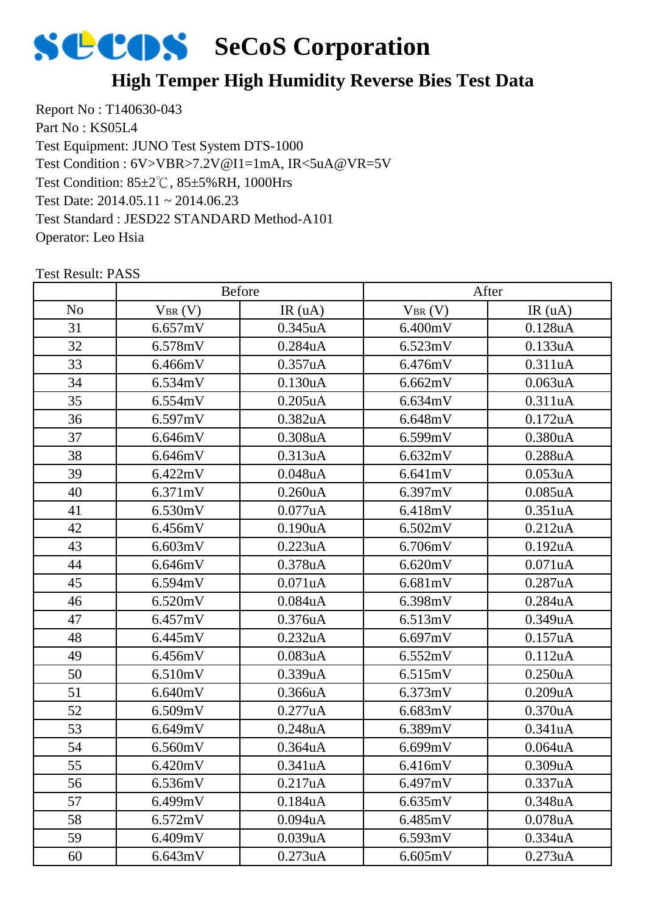# SeCoS Corporation

## High Temper High Humidity Reverse Bies Test Data

Report No : T140630-043
Part No : KS05L4
Test Equipment: JUNO Test System DTS-1000
Test Condition : 6V>VBR>7.2V@I1=1mA, IR<5uA@VR=5V
Test Condition: 85±2℃, 85±5%RH, 1000Hrs
Test Date: 2014.05.11 ~ 2014.06.23
Test Standard : JESD22 STANDARD Method-A101
Operator: Leo Hsia

Test Result: PASS

| | Before | | After | |
|---|---|---|---|---|
| No | $V_{BR}$ (V) | IR (uA) | $V_{BR}$ (V) | IR (uA) |
| 31 | 6.657mV | 0.345uA | 6.400mV | 0.128uA |
| 32 | 6.578mV | 0.284uA | 6.523mV | 0.133uA |
| 33 | 6.466mV | 0.357uA | 6.476mV | 0.311uA |
| 34 | 6.534mV | 0.130uA | 6.662mV | 0.063uA |
| 35 | 6.554mV | 0.205uA | 6.634mV | 0.311uA |
| 36 | 6.597mV | 0.382uA | 6.648mV | 0.172uA |
| 37 | 6.646mV | 0.308uA | 6.599mV | 0.380uA |
| 38 | 6.646mV | 0.313uA | 6.632mV | 0.288uA |
| 39 | 6.422mV | 0.048uA | 6.641mV | 0.053uA |
| 40 | 6.371mV | 0.260uA | 6.397mV | 0.085uA |
| 41 | 6.530mV | 0.077uA | 6.418mV | 0.351uA |
| 42 | 6.456mV | 0.190uA | 6.502mV | 0.212uA |
| 43 | 6.603mV | 0.223uA | 6.706mV | 0.192uA |
| 44 | 6.646mV | 0.378uA | 6.620mV | 0.071uA |
| 45 | 6.594mV | 0.071uA | 6.681mV | 0.287uA |
| 46 | 6.520mV | 0.084uA | 6.398mV | 0.284uA |
| 47 | 6.457mV | 0.376uA | 6.513mV | 0.349uA |
| 48 | 6.445mV | 0.232uA | 6.697mV | 0.157uA |
| 49 | 6.456mV | 0.083uA | 6.552mV | 0.112uA |
| 50 | 6.510mV | 0.339uA | 6.515mV | 0.250uA |
| 51 | 6.640mV | 0.366uA | 6.373mV | 0.209uA |
| 52 | 6.509mV | 0.277uA | 6.683mV | 0.370uA |
| 53 | 6.649mV | 0.248uA | 6.389mV | 0.341uA |
| 54 | 6.560mV | 0.364uA | 6.699mV | 0.064uA |
| 55 | 6.420mV | 0.341uA | 6.416mV | 0.309uA |
| 56 | 6.536mV | 0.217uA | 6.497mV | 0.337uA |
| 57 | 6.499mV | 0.184uA | 6.635mV | 0.348uA |
| 58 | 6.572mV | 0.094uA | 6.485mV | 0.078uA |
| 59 | 6.409mV | 0.039uA | 6.593mV | 0.334uA |
| 60 | 6.643mV | 0.273uA | 6.605mV | 0.273uA |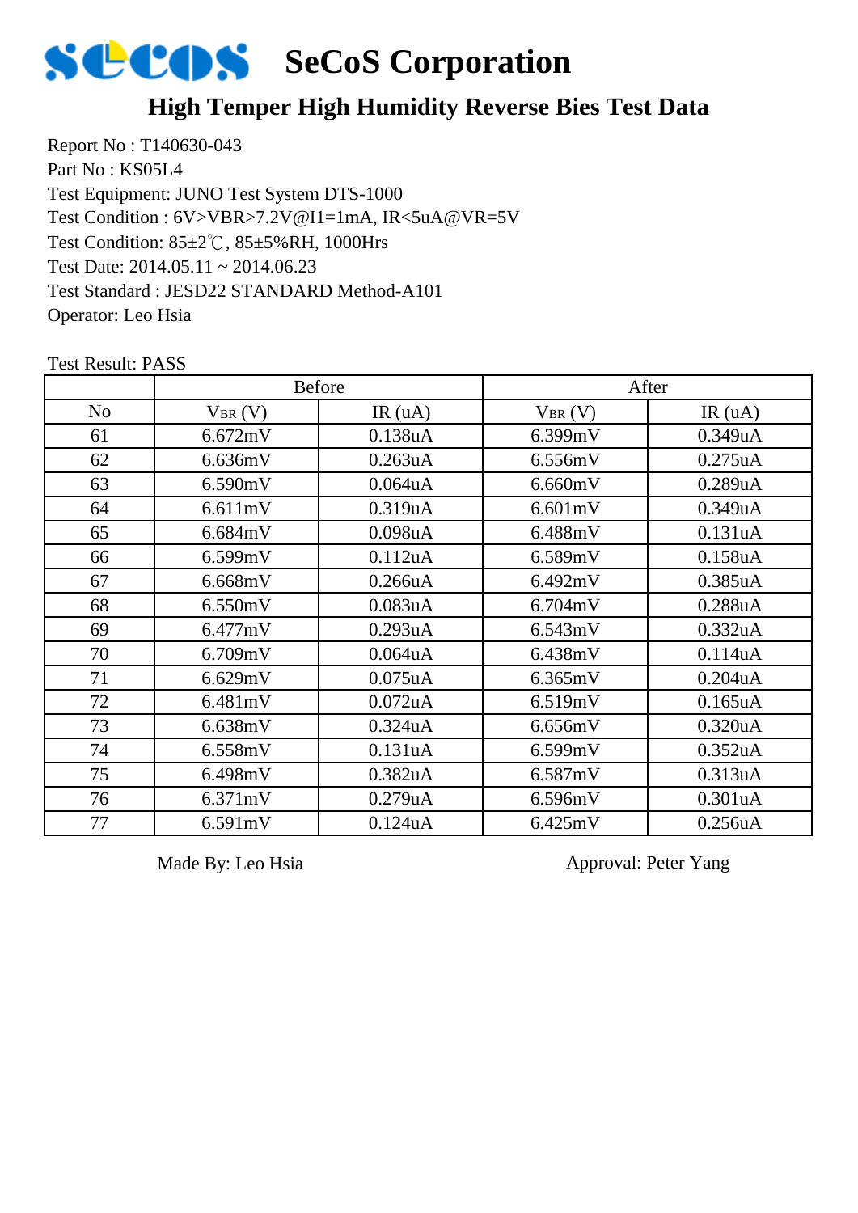# SeCoS Corporation

## High Temper High Humidity Reverse Bies Test Data

Report No : T140630-043
Part No : KS05L4
Test Equipment: JUNO Test System DTS-1000
Test Condition : 6V>VBR>7.2V@I1=1mA, IR<5uA@VR=5V
Test Condition: 85±2℃, 85±5%RH, 1000Hrs
Test Date: 2014.05.11 ~ 2014.06.23
Test Standard : JESD22 STANDARD Method-A101
Operator: Leo Hsia

Test Result: PASS

| | Before | | After | |
|---|---|---|---|---|
| No | $V_{BR}$ (V) | IR (uA) | $V_{BR}$ (V) | IR (uA) |
| 61 | 6.672mV | 0.138uA | 6.399mV | 0.349uA |
| 62 | 6.636mV | 0.263uA | 6.556mV | 0.275uA |
| 63 | 6.590mV | 0.064uA | 6.660mV | 0.289uA |
| 64 | 6.611mV | 0.319uA | 6.601mV | 0.349uA |
| 65 | 6.684mV | 0.098uA | 6.488mV | 0.131uA |
| 66 | 6.599mV | 0.112uA | 6.589mV | 0.158uA |
| 67 | 6.668mV | 0.266uA | 6.492mV | 0.385uA |
| 68 | 6.550mV | 0.083uA | 6.704mV | 0.288uA |
| 69 | 6.477mV | 0.293uA | 6.543mV | 0.332uA |
| 70 | 6.709mV | 0.064uA | 6.438mV | 0.114uA |
| 71 | 6.629mV | 0.075uA | 6.365mV | 0.204uA |
| 72 | 6.481mV | 0.072uA | 6.519mV | 0.165uA |
| 73 | 6.638mV | 0.324uA | 6.656mV | 0.320uA |
| 74 | 6.558mV | 0.131uA | 6.599mV | 0.352uA |
| 75 | 6.498mV | 0.382uA | 6.587mV | 0.313uA |
| 76 | 6.371mV | 0.279uA | 6.596mV | 0.301uA |
| 77 | 6.591mV | 0.124uA | 6.425mV | 0.256uA |

Made By: Leo Hsia　　　　　　　　Approval: Peter Yang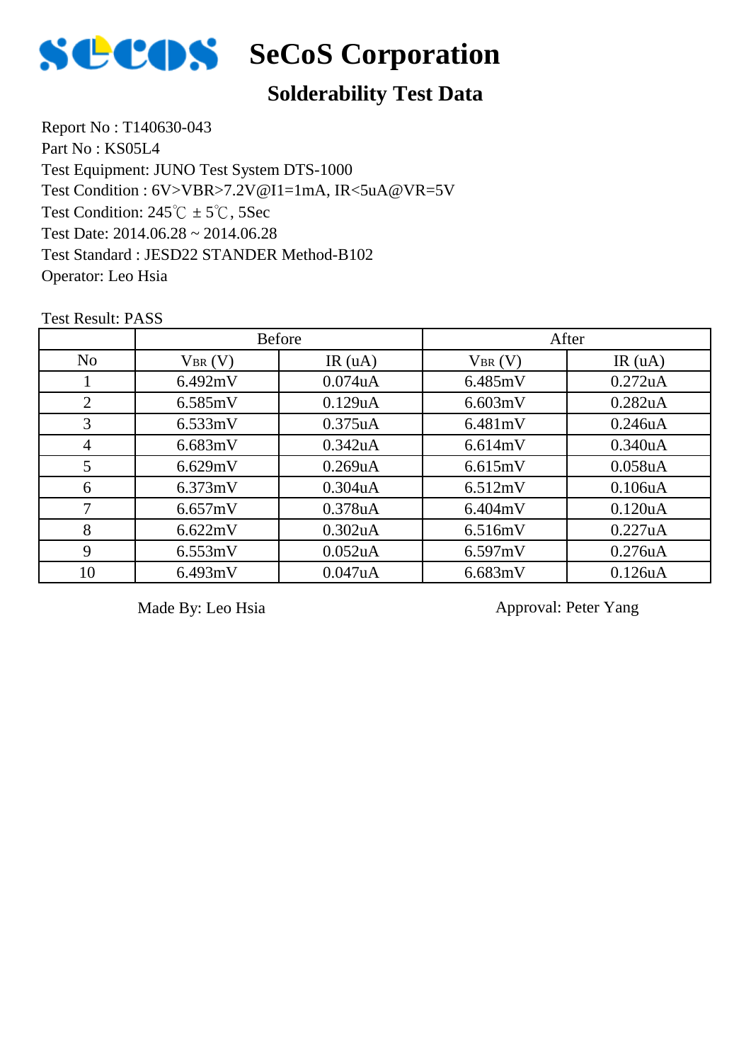# SeCoS Corporation

## Solderability Test Data

Report No : T140630-043
Part No : KS05L4
Test Equipment: JUNO Test System DTS-1000
Test Condition : 6V>VBR>7.2V@I1=1mA, IR<5uA@VR=5V
Test Condition: 245℃ ± 5℃, 5Sec
Test Date: 2014.06.28 ~ 2014.06.28
Test Standard : JESD22 STANDER Method-B102
Operator: Leo Hsia

Test Result: PASS

| | Before | | After | |
|---|---|---|---|---|
| No | $V_{BR}$ (V) | IR (uA) | $V_{BR}$ (V) | IR (uA) |
| 1 | 6.492mV | 0.074uA | 6.485mV | 0.272uA |
| 2 | 6.585mV | 0.129uA | 6.603mV | 0.282uA |
| 3 | 6.533mV | 0.375uA | 6.481mV | 0.246uA |
| 4 | 6.683mV | 0.342uA | 6.614mV | 0.340uA |
| 5 | 6.629mV | 0.269uA | 6.615mV | 0.058uA |
| 6 | 6.373mV | 0.304uA | 6.512mV | 0.106uA |
| 7 | 6.657mV | 0.378uA | 6.404mV | 0.120uA |
| 8 | 6.622mV | 0.302uA | 6.516mV | 0.227uA |
| 9 | 6.553mV | 0.052uA | 6.597mV | 0.276uA |
| 10 | 6.493mV | 0.047uA | 6.683mV | 0.126uA |

Made By: Leo Hsia

Approval: Peter Yang